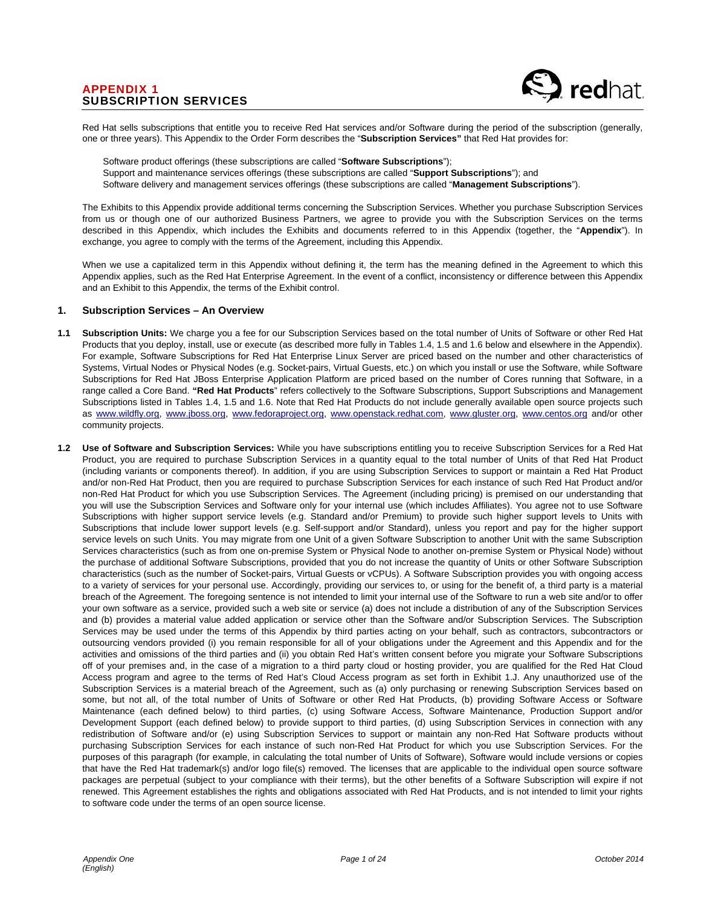# APPENDIX 1
# SUBSCRIPTION SERVICES

Red Hat sells subscriptions that entitle you to receive Red Hat services and/or Software during the period of the subscription (generally, one or three years). This Appendix to the Order Form describes the "**Subscription Services"** that Red Hat provides for:

Software product offerings (these subscriptions are called "**Software Subscriptions**");
Support and maintenance services offerings (these subscriptions are called "**Support Subscriptions**"); and
Software delivery and management services offerings (these subscriptions are called "**Management Subscriptions**").

The Exhibits to this Appendix provide additional terms concerning the Subscription Services. Whether you purchase Subscription Services from us or though one of our authorized Business Partners, we agree to provide you with the Subscription Services on the terms described in this Appendix, which includes the Exhibits and documents referred to in this Appendix (together, the "**Appendix**"). In exchange, you agree to comply with the terms of the Agreement, including this Appendix.

When we use a capitalized term in this Appendix without defining it, the term has the meaning defined in the Agreement to which this Appendix applies, such as the Red Hat Enterprise Agreement. In the event of a conflict, inconsistency or difference between this Appendix and an Exhibit to this Appendix, the terms of the Exhibit control.

## 1. Subscription Services – An Overview

**1.1 Subscription Units:** We charge you a fee for our Subscription Services based on the total number of Units of Software or other Red Hat Products that you deploy, install, use or execute (as described more fully in Tables 1.4, 1.5 and 1.6 below and elsewhere in the Appendix). For example, Software Subscriptions for Red Hat Enterprise Linux Server are priced based on the number and other characteristics of Systems, Virtual Nodes or Physical Nodes (e.g. Socket-pairs, Virtual Guests, etc.) on which you install or use the Software, while Software Subscriptions for Red Hat JBoss Enterprise Application Platform are priced based on the number of Cores running that Software, in a range called a Core Band. **"Red Hat Products**" refers collectively to the Software Subscriptions, Support Subscriptions and Management Subscriptions listed in Tables 1.4, 1.5 and 1.6. Note that Red Hat Products do not include generally available open source projects such as www.wildfly.org, www.jboss.org, www.fedoraproject.org, www.openstack.redhat.com, www.gluster.org, www.centos.org and/or other community projects.

**1.2 Use of Software and Subscription Services:** While you have subscriptions entitling you to receive Subscription Services for a Red Hat Product, you are required to purchase Subscription Services in a quantity equal to the total number of Units of that Red Hat Product (including variants or components thereof). In addition, if you are using Subscription Services to support or maintain a Red Hat Product and/or non-Red Hat Product, then you are required to purchase Subscription Services for each instance of such Red Hat Product and/or non-Red Hat Product for which you use Subscription Services. The Agreement (including pricing) is premised on our understanding that you will use the Subscription Services and Software only for your internal use (which includes Affiliates). You agree not to use Software Subscriptions with higher support service levels (e.g. Standard and/or Premium) to provide such higher support levels to Units with Subscriptions that include lower support levels (e.g. Self-support and/or Standard), unless you report and pay for the higher support service levels on such Units. You may migrate from one Unit of a given Software Subscription to another Unit with the same Subscription Services characteristics (such as from one on-premise System or Physical Node to another on-premise System or Physical Node) without the purchase of additional Software Subscriptions, provided that you do not increase the quantity of Units or other Software Subscription characteristics (such as the number of Socket-pairs, Virtual Guests or vCPUs). A Software Subscription provides you with ongoing access to a variety of services for your personal use. Accordingly, providing our services to, or using for the benefit of, a third party is a material breach of the Agreement. The foregoing sentence is not intended to limit your internal use of the Software to run a web site and/or to offer your own software as a service, provided such a web site or service (a) does not include a distribution of any of the Subscription Services and (b) provides a material value added application or service other than the Software and/or Subscription Services. The Subscription Services may be used under the terms of this Appendix by third parties acting on your behalf, such as contractors, subcontractors or outsourcing vendors provided (i) you remain responsible for all of your obligations under the Agreement and this Appendix and for the activities and omissions of the third parties and (ii) you obtain Red Hat's written consent before you migrate your Software Subscriptions off of your premises and, in the case of a migration to a third party cloud or hosting provider, you are qualified for the Red Hat Cloud Access program and agree to the terms of Red Hat's Cloud Access program as set forth in Exhibit 1.J. Any unauthorized use of the Subscription Services is a material breach of the Agreement, such as (a) only purchasing or renewing Subscription Services based on some, but not all, of the total number of Units of Software or other Red Hat Products, (b) providing Software Access or Software Maintenance (each defined below) to third parties, (c) using Software Access, Software Maintenance, Production Support and/or Development Support (each defined below) to provide support to third parties, (d) using Subscription Services in connection with any redistribution of Software and/or (e) using Subscription Services to support or maintain any non-Red Hat Software products without purchasing Subscription Services for each instance of such non-Red Hat Product for which you use Subscription Services. For the purposes of this paragraph (for example, in calculating the total number of Units of Software), Software would include versions or copies that have the Red Hat trademark(s) and/or logo file(s) removed. The licenses that are applicable to the individual open source software packages are perpetual (subject to your compliance with their terms), but the other benefits of a Software Subscription will expire if not renewed. This Agreement establishes the rights and obligations associated with Red Hat Products, and is not intended to limit your rights to software code under the terms of an open source license.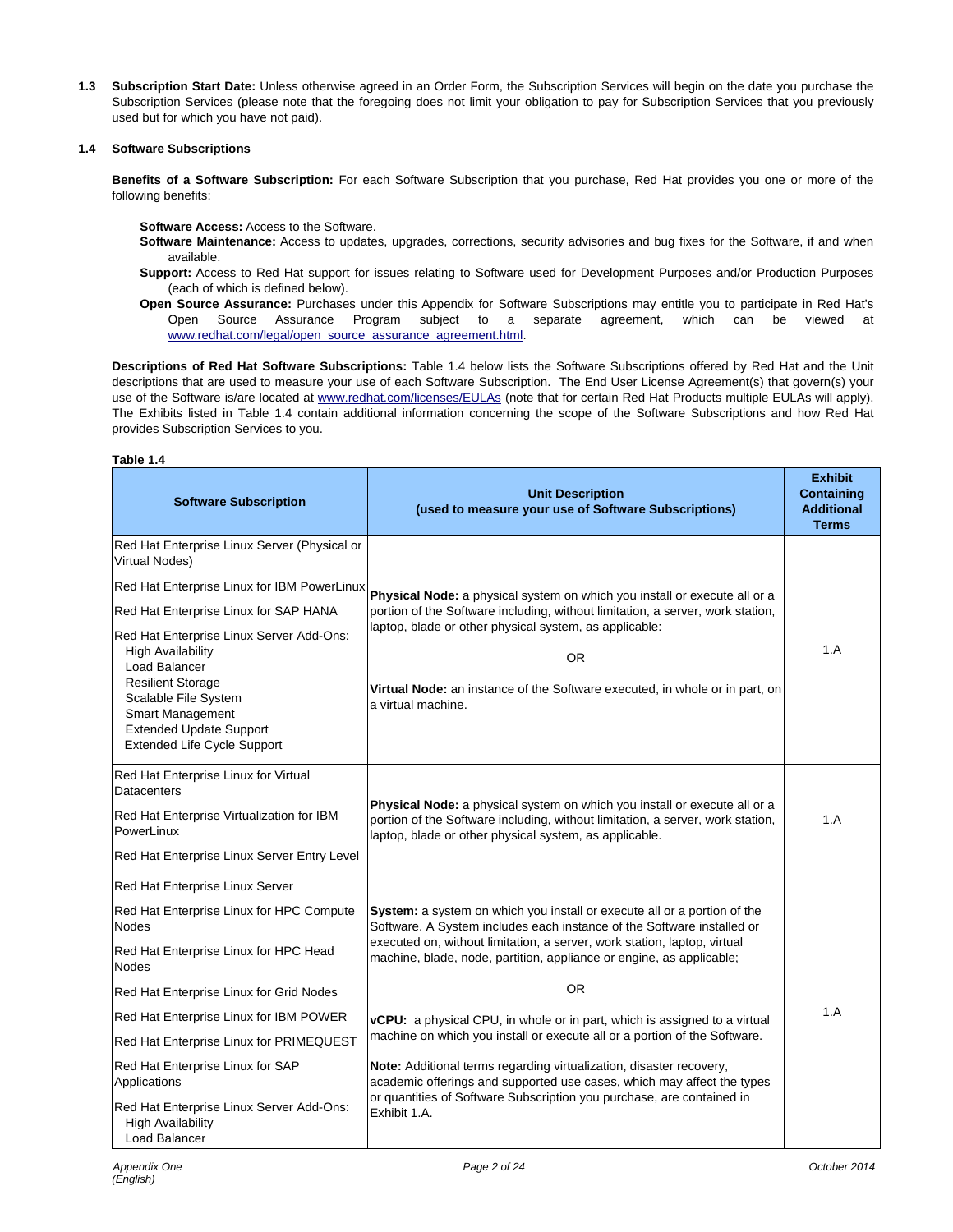**1.3 Subscription Start Date:** Unless otherwise agreed in an Order Form, the Subscription Services will begin on the date you purchase the Subscription Services (please note that the foregoing does not limit your obligation to pay for Subscription Services that you previously used but for which you have not paid).

**1.4 Software Subscriptions**

**Benefits of a Software Subscription:** For each Software Subscription that you purchase, Red Hat provides you one or more of the following benefits:

- **Software Access:** Access to the Software.
- **Software Maintenance:** Access to updates, upgrades, corrections, security advisories and bug fixes for the Software, if and when available.
- **Support:** Access to Red Hat support for issues relating to Software used for Development Purposes and/or Production Purposes (each of which is defined below).
- **Open Source Assurance:** Purchases under this Appendix for Software Subscriptions may entitle you to participate in Red Hat's Open Source Assurance Program subject to a separate agreement, which can be viewed at www.redhat.com/legal/open_source_assurance_agreement.html.

**Descriptions of Red Hat Software Subscriptions:** Table 1.4 below lists the Software Subscriptions offered by Red Hat and the Unit descriptions that are used to measure your use of each Software Subscription. The End User License Agreement(s) that govern(s) your use of the Software is/are located at www.redhat.com/licenses/EULAs (note that for certain Red Hat Products multiple EULAs will apply). The Exhibits listed in Table 1.4 contain additional information concerning the scope of the Software Subscriptions and how Red Hat provides Subscription Services to you.

**Table 1.4**

| Software Subscription | Unit Description (used to measure your use of Software Subscriptions) | Exhibit Containing Additional Terms |
|---|---|---|
| Red Hat Enterprise Linux Server (Physical or Virtual Nodes)<br>Red Hat Enterprise Linux for IBM PowerLinux<br>Red Hat Enterprise Linux for SAP HANA<br>Red Hat Enterprise Linux Server Add-Ons:<br>High Availability<br>Load Balancer<br>Resilient Storage<br>Scalable File System<br>Smart Management<br>Extended Update Support<br>Extended Life Cycle Support | **Physical Node:** a physical system on which you install or execute all or a portion of the Software including, without limitation, a server, work station, laptop, blade or other physical system, as applicable:<br>OR<br>**Virtual Node:** an instance of the Software executed, in whole or in part, on a virtual machine. | 1.A |
| Red Hat Enterprise Linux for Virtual Datacenters<br>Red Hat Enterprise Virtualization for IBM PowerLinux<br>Red Hat Enterprise Linux Server Entry Level | **Physical Node:** a physical system on which you install or execute all or a portion of the Software including, without limitation, a server, work station, laptop, blade or other physical system, as applicable. | 1.A |
| Red Hat Enterprise Linux Server<br>Red Hat Enterprise Linux for HPC Compute Nodes<br>Red Hat Enterprise Linux for HPC Head Nodes<br>Red Hat Enterprise Linux for Grid Nodes<br>Red Hat Enterprise Linux for IBM POWER<br>Red Hat Enterprise Linux for PRIMEQUEST<br>Red Hat Enterprise Linux for SAP Applications<br>Red Hat Enterprise Linux Server Add-Ons:<br>High Availability<br>Load Balancer | **System:** a system on which you install or execute all or a portion of the Software. A System includes each instance of the Software installed or executed on, without limitation, a server, work station, laptop, virtual machine, blade, node, partition, appliance or engine, as applicable;<br>OR<br>**vCPU:** a physical CPU, in whole or in part, which is assigned to a virtual machine on which you install or execute all or a portion of the Software.<br>**Note:** Additional terms regarding virtualization, disaster recovery, academic offerings and supported use cases, which may affect the types or quantities of Software Subscription you purchase, are contained in Exhibit 1.A. | 1.A |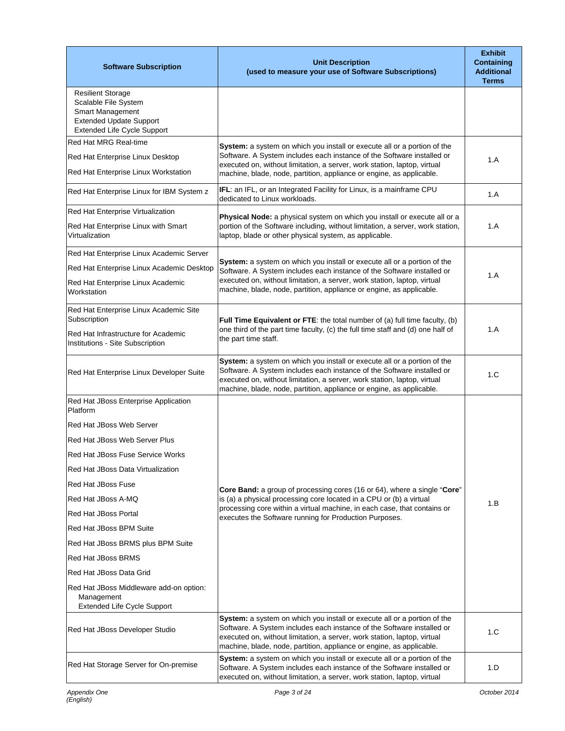| Software Subscription | Unit Description (used to measure your use of Software Subscriptions) | Exhibit Containing Additional Terms |
|---|---|---|
| Resilient Storage<br>Scalable File System<br>Smart Management<br>Extended Update Support<br>Extended Life Cycle Support | | |
| Red Hat MRG Real-time<br>Red Hat Enterprise Linux Desktop<br>Red Hat Enterprise Linux Workstation | **System:** a system on which you install or execute all or a portion of the Software. A System includes each instance of the Software installed or executed on, without limitation, a server, work station, laptop, virtual machine, blade, node, partition, appliance or engine, as applicable. | 1.A |
| Red Hat Enterprise Linux for IBM System z | **IFL**: an IFL, or an Integrated Facility for Linux, is a mainframe CPU dedicated to Linux workloads. | 1.A |
| Red Hat Enterprise Virtualization<br>Red Hat Enterprise Linux with Smart Virtualization | **Physical Node:** a physical system on which you install or execute all or a portion of the Software including, without limitation, a server, work station, laptop, blade or other physical system, as applicable. | 1.A |
| Red Hat Enterprise Linux Academic Server<br>Red Hat Enterprise Linux Academic Desktop<br>Red Hat Enterprise Linux Academic Workstation | **System:** a system on which you install or execute all or a portion of the Software. A System includes each instance of the Software installed or executed on, without limitation, a server, work station, laptop, virtual machine, blade, node, partition, appliance or engine, as applicable. | 1.A |
| Red Hat Enterprise Linux Academic Site Subscription<br>Red Hat Infrastructure for Academic Institutions - Site Subscription | **Full Time Equivalent or FTE**: the total number of (a) full time faculty, (b) one third of the part time faculty, (c) the full time staff and (d) one half of the part time staff. | 1.A |
| Red Hat Enterprise Linux Developer Suite | **System:** a system on which you install or execute all or a portion of the Software. A System includes each instance of the Software installed or executed on, without limitation, a server, work station, laptop, virtual machine, blade, node, partition, appliance or engine, as applicable. | 1.C |
| Red Hat JBoss Enterprise Application Platform<br>Red Hat JBoss Web Server<br>Red Hat JBoss Web Server Plus<br>Red Hat JBoss Fuse Service Works<br>Red Hat JBoss Data Virtualization<br>Red Hat JBoss Fuse<br>Red Hat JBoss A-MQ<br>Red Hat JBoss Portal<br>Red Hat JBoss BPM Suite<br>Red Hat JBoss BRMS plus BPM Suite<br>Red Hat JBoss BRMS<br>Red Hat JBoss Data Grid<br>Red Hat JBoss Middleware add-on option:<br>Management<br>Extended Life Cycle Support | **Core Band:** a group of processing cores (16 or 64), where a single "**Core**" is (a) a physical processing core located in a CPU or (b) a virtual processing core within a virtual machine, in each case, that contains or executes the Software running for Production Purposes. | 1.B |
| Red Hat JBoss Developer Studio | **System:** a system on which you install or execute all or a portion of the Software. A System includes each instance of the Software installed or executed on, without limitation, a server, work station, laptop, virtual machine, blade, node, partition, appliance or engine, as applicable. | 1.C |
| Red Hat Storage Server for On-premise | **System:** a system on which you install or execute all or a portion of the Software. A System includes each instance of the Software installed or executed on, without limitation, a server, work station, laptop, virtual | 1.D |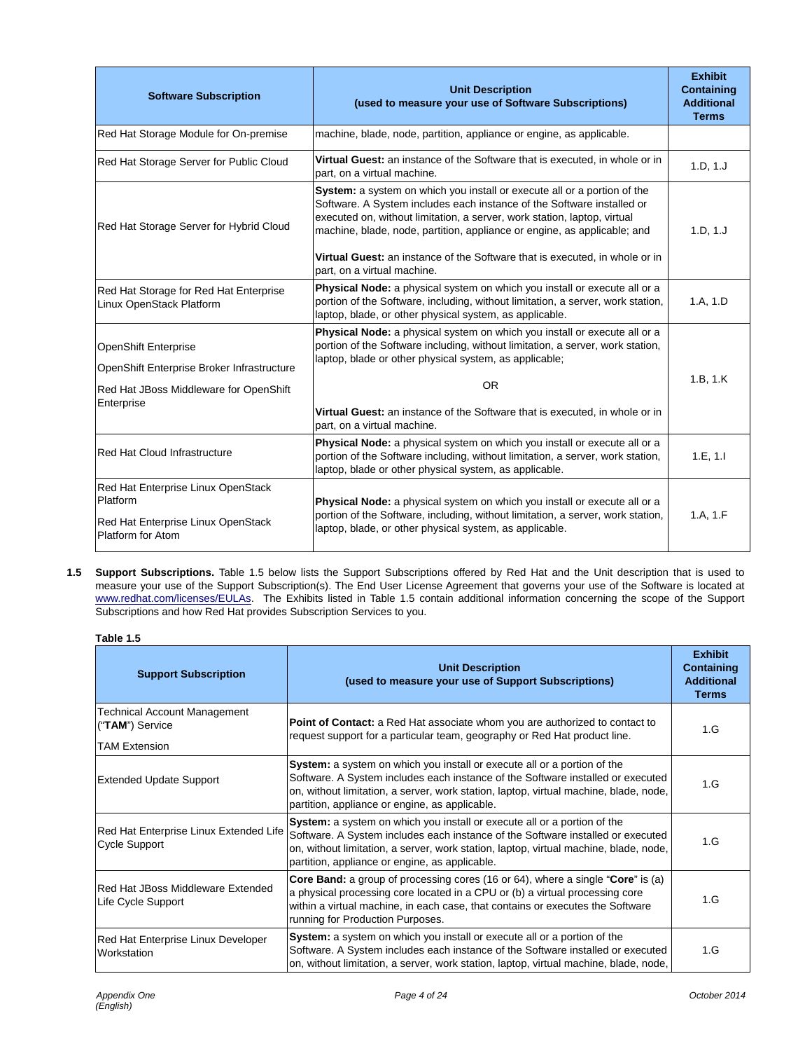| Software Subscription | Unit Description (used to measure your use of Software Subscriptions) | Exhibit Containing Additional Terms |
|---|---|---|
| Red Hat Storage Module for On-premise | machine, blade, node, partition, appliance or engine, as applicable. | |
| Red Hat Storage Server for Public Cloud | **Virtual Guest:** an instance of the Software that is executed, in whole or in part, on a virtual machine. | 1.D, 1.J |
| Red Hat Storage Server for Hybrid Cloud | **System:** a system on which you install or execute all or a portion of the Software. A System includes each instance of the Software installed or executed on, without limitation, a server, work station, laptop, virtual machine, blade, node, partition, appliance or engine, as applicable; and<br><br>**Virtual Guest:** an instance of the Software that is executed, in whole or in part, on a virtual machine. | 1.D, 1.J |
| Red Hat Storage for Red Hat Enterprise Linux OpenStack Platform | **Physical Node:** a physical system on which you install or execute all or a portion of the Software, including, without limitation, a server, work station, laptop, blade, or other physical system, as applicable. | 1.A, 1.D |
| OpenShift Enterprise<br><br>OpenShift Enterprise Broker Infrastructure<br><br>Red Hat JBoss Middleware for OpenShift Enterprise | **Physical Node:** a physical system on which you install or execute all or a portion of the Software including, without limitation, a server, work station, laptop, blade or other physical system, as applicable;<br><br>OR<br><br>**Virtual Guest:** an instance of the Software that is executed, in whole or in part, on a virtual machine. | 1.B, 1.K |
| Red Hat Cloud Infrastructure | **Physical Node:** a physical system on which you install or execute all or a portion of the Software including, without limitation, a server, work station, laptop, blade or other physical system, as applicable. | 1.E, 1.I |
| Red Hat Enterprise Linux OpenStack Platform<br><br>Red Hat Enterprise Linux OpenStack Platform for Atom | **Physical Node:** a physical system on which you install or execute all or a portion of the Software, including, without limitation, a server, work station, laptop, blade, or other physical system, as applicable. | 1.A, 1.F |

**1.5 Support Subscriptions.** Table 1.5 below lists the Support Subscriptions offered by Red Hat and the Unit description that is used to measure your use of the Support Subscription(s). The End User License Agreement that governs your use of the Software is located at www.redhat.com/licenses/EULAs. The Exhibits listed in Table 1.5 contain additional information concerning the scope of the Support Subscriptions and how Red Hat provides Subscription Services to you.

**Table 1.5**

| Support Subscription | Unit Description (used to measure your use of Support Subscriptions) | Exhibit Containing Additional Terms |
|---|---|---|
| Technical Account Management ("**TAM**") Service<br><br>TAM Extension | **Point of Contact:** a Red Hat associate whom you are authorized to contact to request support for a particular team, geography or Red Hat product line. | 1.G |
| Extended Update Support | **System:** a system on which you install or execute all or a portion of the Software. A System includes each instance of the Software installed or executed on, without limitation, a server, work station, laptop, virtual machine, blade, node, partition, appliance or engine, as applicable. | 1.G |
| Red Hat Enterprise Linux Extended Life Cycle Support | **System:** a system on which you install or execute all or a portion of the Software. A System includes each instance of the Software installed or executed on, without limitation, a server, work station, laptop, virtual machine, blade, node, partition, appliance or engine, as applicable. | 1.G |
| Red Hat JBoss Middleware Extended Life Cycle Support | **Core Band:** a group of processing cores (16 or 64), where a single "**Core**" is (a) a physical processing core located in a CPU or (b) a virtual processing core within a virtual machine, in each case, that contains or executes the Software running for Production Purposes. | 1.G |
| Red Hat Enterprise Linux Developer Workstation | **System:** a system on which you install or execute all or a portion of the Software. A System includes each instance of the Software installed or executed on, without limitation, a server, work station, laptop, virtual machine, blade, node, | 1.G |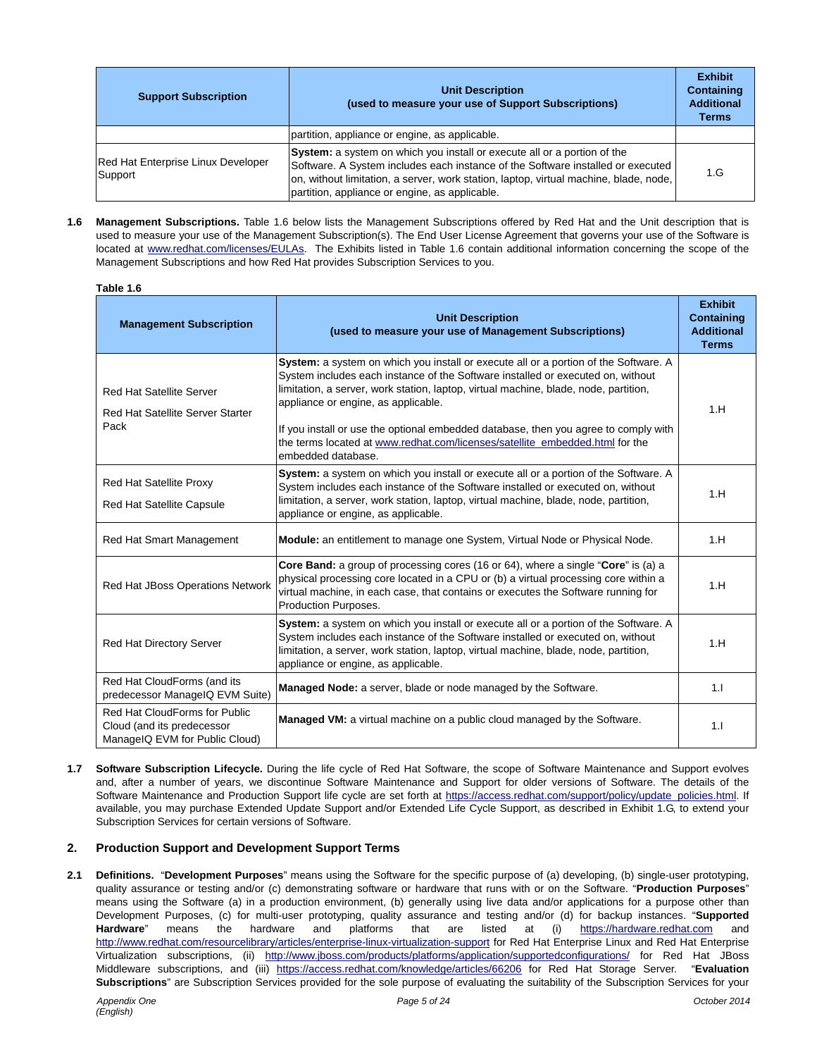| Support Subscription | Unit Description (used to measure your use of Support Subscriptions) | Exhibit Containing Additional Terms |
|---|---|---|
| | partition, appliance or engine, as applicable. | |
| Red Hat Enterprise Linux Developer Support | **System:** a system on which you install or execute all or a portion of the Software. A System includes each instance of the Software installed or executed on, without limitation, a server, work station, laptop, virtual machine, blade, node, partition, appliance or engine, as applicable. | 1.G |

**1.6 Management Subscriptions.** Table 1.6 below lists the Management Subscriptions offered by Red Hat and the Unit description that is used to measure your use of the Management Subscription(s). The End User License Agreement that governs your use of the Software is located at www.redhat.com/licenses/EULAs. The Exhibits listed in Table 1.6 contain additional information concerning the scope of the Management Subscriptions and how Red Hat provides Subscription Services to you.

**Table 1.6**

| Management Subscription | Unit Description (used to measure your use of Management Subscriptions) | Exhibit Containing Additional Terms |
|---|---|---|
| Red Hat Satellite Server<br><br>Red Hat Satellite Server Starter Pack | **System:** a system on which you install or execute all or a portion of the Software. A System includes each instance of the Software installed or executed on, without limitation, a server, work station, laptop, virtual machine, blade, node, partition, appliance or engine, as applicable.<br><br>If you install or use the optional embedded database, then you agree to comply with the terms located at www.redhat.com/licenses/satellite_embedded.html for the embedded database. | 1.H |
| Red Hat Satellite Proxy<br><br>Red Hat Satellite Capsule | **System:** a system on which you install or execute all or a portion of the Software. A System includes each instance of the Software installed or executed on, without limitation, a server, work station, laptop, virtual machine, blade, node, partition, appliance or engine, as applicable. | 1.H |
| Red Hat Smart Management | **Module:** an entitlement to manage one System, Virtual Node or Physical Node. | 1.H |
| Red Hat JBoss Operations Network | **Core Band:** a group of processing cores (16 or 64), where a single "**Core**" is (a) a physical processing core located in a CPU or (b) a virtual processing core within a virtual machine, in each case, that contains or executes the Software running for Production Purposes. | 1.H |
| Red Hat Directory Server | **System:** a system on which you install or execute all or a portion of the Software. A System includes each instance of the Software installed or executed on, without limitation, a server, work station, laptop, virtual machine, blade, node, partition, appliance or engine, as applicable. | 1.H |
| Red Hat CloudForms (and its predecessor ManageIQ EVM Suite) | **Managed Node:** a server, blade or node managed by the Software. | 1.I |
| Red Hat CloudForms for Public Cloud (and its predecessor ManageIQ EVM for Public Cloud) | **Managed VM:** a virtual machine on a public cloud managed by the Software. | 1.I |

**1.7 Software Subscription Lifecycle.** During the life cycle of Red Hat Software, the scope of Software Maintenance and Support evolves and, after a number of years, we discontinue Software Maintenance and Support for older versions of Software. The details of the Software Maintenance and Production Support life cycle are set forth at https://access.redhat.com/support/policy/update_policies.html. If available, you may purchase Extended Update Support and/or Extended Life Cycle Support, as described in Exhibit 1.G, to extend your Subscription Services for certain versions of Software.

## 2. Production Support and Development Support Terms

**2.1 Definitions.** "**Development Purposes**" means using the Software for the specific purpose of (a) developing, (b) single-user prototyping, quality assurance or testing and/or (c) demonstrating software or hardware that runs with or on the Software. "**Production Purposes**" means using the Software (a) in a production environment, (b) generally using live data and/or applications for a purpose other than Development Purposes, (c) for multi-user prototyping, quality assurance and testing and/or (d) for backup instances. "**Supported Hardware**" means the hardware and platforms that are listed at (i) https://hardware.redhat.com and http://www.redhat.com/resourcelibrary/articles/enterprise-linux-virtualization-support for Red Hat Enterprise Linux and Red Hat Enterprise Virtualization subscriptions, (ii) http://www.jboss.com/products/platforms/application/supportedconfigurations/ for Red Hat JBoss Middleware subscriptions, and (iii) https://access.redhat.com/knowledge/articles/66206 for Red Hat Storage Server. "**Evaluation Subscriptions**" are Subscription Services provided for the sole purpose of evaluating the suitability of the Subscription Services for your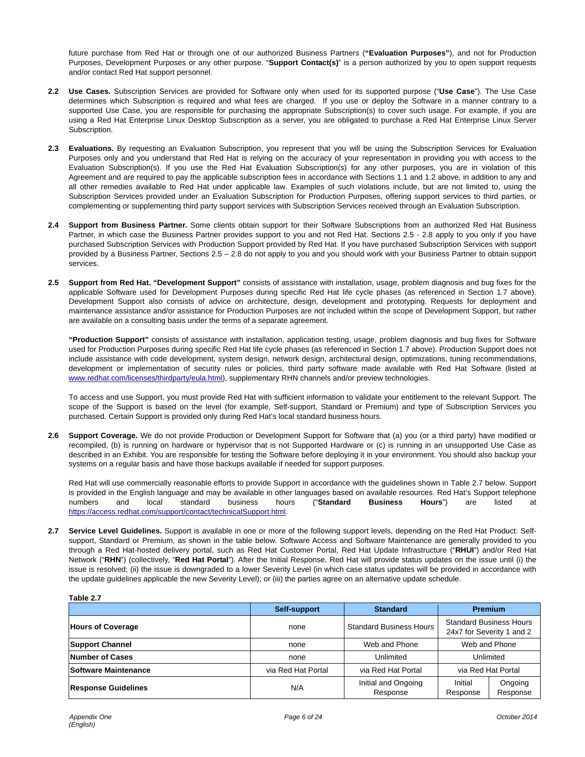future purchase from Red Hat or through one of our authorized Business Partners (**"Evaluation Purposes"**), and not for Production Purposes, Development Purposes or any other purpose. "**Support Contact(s)**" is a person authorized by you to open support requests and/or contact Red Hat support personnel.

**2.2 Use Cases.** Subscription Services are provided for Software only when used for its supported purpose ("**Use Case**"). The Use Case determines which Subscription is required and what fees are charged. If you use or deploy the Software in a manner contrary to a supported Use Case, you are responsible for purchasing the appropriate Subscription(s) to cover such usage. For example, if you are using a Red Hat Enterprise Linux Desktop Subscription as a server, you are obligated to purchase a Red Hat Enterprise Linux Server Subscription.

**2.3 Evaluations.** By requesting an Evaluation Subscription, you represent that you will be using the Subscription Services for Evaluation Purposes only and you understand that Red Hat is relying on the accuracy of your representation in providing you with access to the Evaluation Subscription(s). If you use the Red Hat Evaluation Subscription(s) for any other purposes, you are in violation of this Agreement and are required to pay the applicable subscription fees in accordance with Sections 1.1 and 1.2 above, in addition to any and all other remedies available to Red Hat under applicable law. Examples of such violations include, but are not limited to, using the Subscription Services provided under an Evaluation Subscription for Production Purposes, offering support services to third parties, or complementing or supplementing third party support services with Subscription Services received through an Evaluation Subscription.

**2.4 Support from Business Partner.** Some clients obtain support for their Software Subscriptions from an authorized Red Hat Business Partner, in which case the Business Partner provides support to you and not Red Hat. Sections 2.5 - 2.8 apply to you only if you have purchased Subscription Services with Production Support provided by Red Hat. If you have purchased Subscription Services with support provided by a Business Partner, Sections 2.5 – 2.8 do not apply to you and you should work with your Business Partner to obtain support services.

**2.5 Support from Red Hat. "Development Support"** consists of assistance with installation, usage, problem diagnosis and bug fixes for the applicable Software used for Development Purposes during specific Red Hat life cycle phases (as referenced in Section 1.7 above). Development Support also consists of advice on architecture, design, development and prototyping. Requests for deployment and maintenance assistance and/or assistance for Production Purposes are not included within the scope of Development Support, but rather are available on a consulting basis under the terms of a separate agreement.

**"Production Support"** consists of assistance with installation, application testing, usage, problem diagnosis and bug fixes for Software used for Production Purposes during specific Red Hat life cycle phases (as referenced in Section 1.7 above). Production Support does not include assistance with code development, system design, network design, architectural design, optimizations, tuning recommendations, development or implementation of security rules or policies, third party software made available with Red Hat Software (listed at www.redhat.com/licenses/thirdparty/eula.html), supplementary RHN channels and/or preview technologies.

To access and use Support, you must provide Red Hat with sufficient information to validate your entitlement to the relevant Support. The scope of the Support is based on the level (for example, Self-support, Standard or Premium) and type of Subscription Services you purchased. Certain Support is provided only during Red Hat's local standard business hours.

**2.6 Support Coverage.** We do not provide Production or Development Support for Software that (a) you (or a third party) have modified or recompiled, (b) is running on hardware or hypervisor that is not Supported Hardware or (c) is running in an unsupported Use Case as described in an Exhibit. You are responsible for testing the Software before deploying it in your environment. You should also backup your systems on a regular basis and have those backups available if needed for support purposes.

Red Hat will use commercially reasonable efforts to provide Support in accordance with the guidelines shown in Table 2.7 below. Support is provided in the English language and may be available in other languages based on available resources. Red Hat's Support telephone numbers and local standard business hours ("**Standard Business Hours**") are listed at https://access.redhat.com/support/contact/technicalSupport.html.

**2.7 Service Level Guidelines.** Support is available in one or more of the following support levels, depending on the Red Hat Product: Self-support, Standard or Premium, as shown in the table below. Software Access and Software Maintenance are generally provided to you through a Red Hat-hosted delivery portal, such as Red Hat Customer Portal, Red Hat Update Infrastructure ("**RHUI**") and/or Red Hat Network ("**RHN**") (collectively, "**Red Hat Portal**"). After the Initial Response, Red Hat will provide status updates on the issue until (i) the issue is resolved; (ii) the issue is downgraded to a lower Severity Level (in which case status updates will be provided in accordance with the update guidelines applicable the new Severity Level); or (iii) the parties agree on an alternative update schedule.

**Table 2.7**

| | Self-support | Standard | Premium | |
|---|---|---|---|---|
| **Hours of Coverage** | none | Standard Business Hours | Standard Business Hours 24x7 for Severity 1 and 2 | |
| **Support Channel** | none | Web and Phone | Web and Phone | |
| **Number of Cases** | none | Unlimited | Unlimited | |
| **Software Maintenance** | via Red Hat Portal | via Red Hat Portal | via Red Hat Portal | |
| **Response Guidelines** | N/A | Initial and Ongoing Response | Initial Response | Ongoing Response |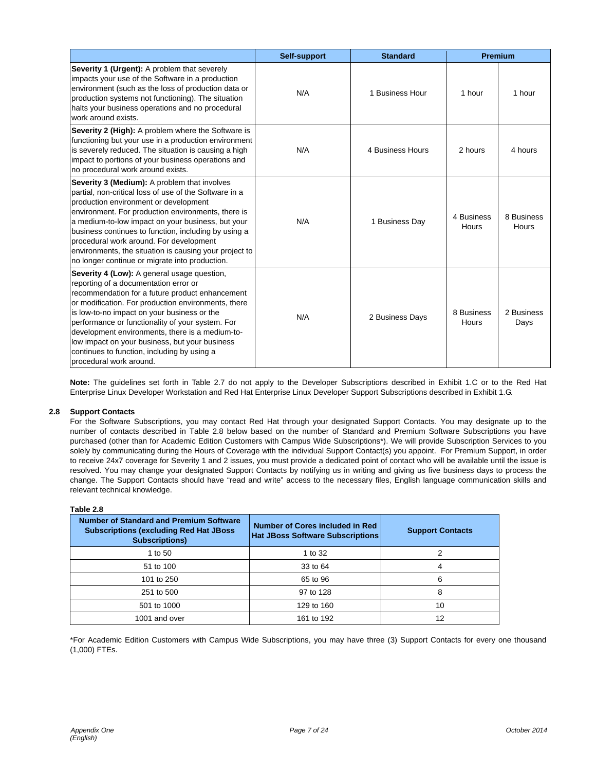| | Self-support | Standard | Premium | |
|---|---|---|---|---|
| **Severity 1 (Urgent):** A problem that severely impacts your use of the Software in a production environment (such as the loss of production data or production systems not functioning). The situation halts your business operations and no procedural work around exists. | N/A | 1 Business Hour | 1 hour | 1 hour |
| **Severity 2 (High):** A problem where the Software is functioning but your use in a production environment is severely reduced. The situation is causing a high impact to portions of your business operations and no procedural work around exists. | N/A | 4 Business Hours | 2 hours | 4 hours |
| **Severity 3 (Medium):** A problem that involves partial, non-critical loss of use of the Software in a production environment or development environment. For production environments, there is a medium-to-low impact on your business, but your business continues to function, including by using a procedural work around. For development environments, the situation is causing your project to no longer continue or migrate into production. | N/A | 1 Business Day | 4 Business Hours | 8 Business Hours |
| **Severity 4 (Low):** A general usage question, reporting of a documentation error or recommendation for a future product enhancement or modification. For production environments, there is low-to-no impact on your business or the performance or functionality of your system. For development environments, there is a medium-to-low impact on your business, but your business continues to function, including by using a procedural work around. | N/A | 2 Business Days | 8 Business Hours | 2 Business Days |

**Note:** The guidelines set forth in Table 2.7 do not apply to the Developer Subscriptions described in Exhibit 1.C or to the Red Hat Enterprise Linux Developer Workstation and Red Hat Enterprise Linux Developer Support Subscriptions described in Exhibit 1.G.

### 2.8 Support Contacts

For the Software Subscriptions, you may contact Red Hat through your designated Support Contacts. You may designate up to the number of contacts described in Table 2.8 below based on the number of Standard and Premium Software Subscriptions you have purchased (other than for Academic Edition Customers with Campus Wide Subscriptions*). We will provide Subscription Services to you solely by communicating during the Hours of Coverage with the individual Support Contact(s) you appoint. For Premium Support, in order to receive 24x7 coverage for Severity 1 and 2 issues, you must provide a dedicated point of contact who will be available until the issue is resolved. You may change your designated Support Contacts by notifying us in writing and giving us five business days to process the change. The Support Contacts should have "read and write" access to the necessary files, English language communication skills and relevant technical knowledge.

**Table 2.8**

| Number of Standard and Premium Software Subscriptions (excluding Red Hat JBoss Subscriptions) | Number of Cores included in Red Hat JBoss Software Subscriptions | Support Contacts |
|---|---|---|
| 1 to 50 | 1 to 32 | 2 |
| 51 to 100 | 33 to 64 | 4 |
| 101 to 250 | 65 to 96 | 6 |
| 251 to 500 | 97 to 128 | 8 |
| 501 to 1000 | 129 to 160 | 10 |
| 1001 and over | 161 to 192 | 12 |

*For Academic Edition Customers with Campus Wide Subscriptions, you may have three (3) Support Contacts for every one thousand (1,000) FTEs.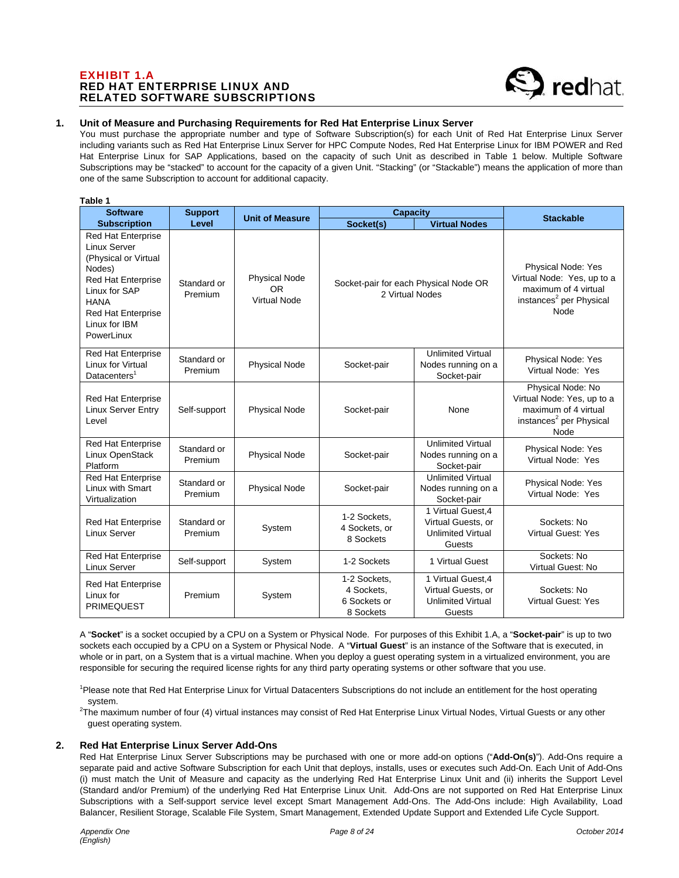**EXHIBIT 1.A**
**RED HAT ENTERPRISE LINUX AND RELATED SOFTWARE SUBSCRIPTIONS**

## 1. Unit of Measure and Purchasing Requirements for Red Hat Enterprise Linux Server

You must purchase the appropriate number and type of Software Subscription(s) for each Unit of Red Hat Enterprise Linux Server including variants such as Red Hat Enterprise Linux Server for HPC Compute Nodes, Red Hat Enterprise Linux for IBM POWER and Red Hat Enterprise Linux for SAP Applications, based on the capacity of such Unit as described in Table 1 below. Multiple Software Subscriptions may be "stacked" to account for the capacity of a given Unit. "Stacking" (or "Stackable") means the application of more than one of the same Subscription to account for additional capacity.

**Table 1**

| Software Subscription | Support Level | Unit of Measure | Capacity | | Stackable |
|---|---|---|---|---|---|
| | | | Socket(s) | Virtual Nodes | |
| Red Hat Enterprise Linux Server (Physical or Virtual Nodes) Red Hat Enterprise Linux for SAP HANA Red Hat Enterprise Linux for IBM PowerLinux | Standard or Premium | Physical Node OR Virtual Node | Socket-pair for each Physical Node OR 2 Virtual Nodes | | Physical Node: Yes Virtual Node: Yes, up to a maximum of 4 virtual instances[2] per Physical Node |
| Red Hat Enterprise Linux for Virtual Datacenters[1] | Standard or Premium | Physical Node | Socket-pair | Unlimited Virtual Nodes running on a Socket-pair | Physical Node: Yes Virtual Node: Yes |
| Red Hat Enterprise Linux Server Entry Level | Self-support | Physical Node | Socket-pair | None | Physical Node: No Virtual Node: Yes, up to a maximum of 4 virtual instances[2] per Physical Node |
| Red Hat Enterprise Linux OpenStack Platform | Standard or Premium | Physical Node | Socket-pair | Unlimited Virtual Nodes running on a Socket-pair | Physical Node: Yes Virtual Node: Yes |
| Red Hat Enterprise Linux with Smart Virtualization | Standard or Premium | Physical Node | Socket-pair | Unlimited Virtual Nodes running on a Socket-pair | Physical Node: Yes Virtual Node: Yes |
| Red Hat Enterprise Linux Server | Standard or Premium | System | 1-2 Sockets, 4 Sockets, or 8 Sockets | 1 Virtual Guest,4 Virtual Guests, or Unlimited Virtual Guests | Sockets: No Virtual Guest: Yes |
| Red Hat Enterprise Linux Server | Self-support | System | 1-2 Sockets | 1 Virtual Guest | Sockets: No Virtual Guest: No |
| Red Hat Enterprise Linux for PRIMEQUEST | Premium | System | 1-2 Sockets, 4 Sockets, 6 Sockets or 8 Sockets | 1 Virtual Guest,4 Virtual Guests, or Unlimited Virtual Guests | Sockets: No Virtual Guest: Yes |

A "**Socket**" is a socket occupied by a CPU on a System or Physical Node. For purposes of this Exhibit 1.A, a "**Socket-pair**" is up to two sockets each occupied by a CPU on a System or Physical Node. A "**Virtual Guest**" is an instance of the Software that is executed, in whole or in part, on a System that is a virtual machine. When you deploy a guest operating system in a virtualized environment, you are responsible for securing the required license rights for any third party operating systems or other software that you use.

[1]Please note that Red Hat Enterprise Linux for Virtual Datacenters Subscriptions do not include an entitlement for the host operating system.

[2]The maximum number of four (4) virtual instances may consist of Red Hat Enterprise Linux Virtual Nodes, Virtual Guests or any other guest operating system.

## 2. Red Hat Enterprise Linux Server Add-Ons

Red Hat Enterprise Linux Server Subscriptions may be purchased with one or more add-on options ("**Add-On(s)**"). Add-Ons require a separate paid and active Software Subscription for each Unit that deploys, installs, uses or executes such Add-On. Each Unit of Add-Ons (i) must match the Unit of Measure and capacity as the underlying Red Hat Enterprise Linux Unit and (ii) inherits the Support Level (Standard and/or Premium) of the underlying Red Hat Enterprise Linux Unit. Add-Ons are not supported on Red Hat Enterprise Linux Subscriptions with a Self-support service level except Smart Management Add-Ons. The Add-Ons include: High Availability, Load Balancer, Resilient Storage, Scalable File System, Smart Management, Extended Update Support and Extended Life Cycle Support.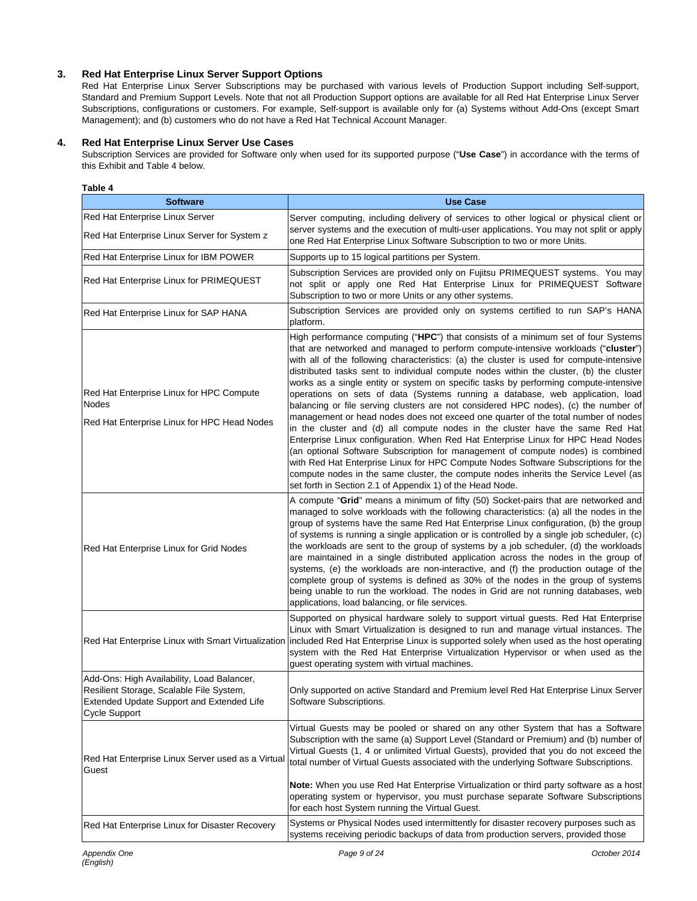## 3. Red Hat Enterprise Linux Server Support Options

Red Hat Enterprise Linux Server Subscriptions may be purchased with various levels of Production Support including Self-support, Standard and Premium Support Levels. Note that not all Production Support options are available for all Red Hat Enterprise Linux Server Subscriptions, configurations or customers. For example, Self-support is available only for (a) Systems without Add-Ons (except Smart Management); and (b) customers who do not have a Red Hat Technical Account Manager.

## 4. Red Hat Enterprise Linux Server Use Cases

Subscription Services are provided for Software only when used for its supported purpose ("**Use Case**") in accordance with the terms of this Exhibit and Table 4 below.

**Table 4**

| Software | Use Case |
|---|---|
| Red Hat Enterprise Linux Server<br><br>Red Hat Enterprise Linux Server for System z | Server computing, including delivery of services to other logical or physical client or server systems and the execution of multi-user applications. You may not split or apply one Red Hat Enterprise Linux Software Subscription to two or more Units. |
| Red Hat Enterprise Linux for IBM POWER | Supports up to 15 logical partitions per System. |
| Red Hat Enterprise Linux for PRIMEQUEST | Subscription Services are provided only on Fujitsu PRIMEQUEST systems. You may not split or apply one Red Hat Enterprise Linux for PRIMEQUEST Software Subscription to two or more Units or any other systems. |
| Red Hat Enterprise Linux for SAP HANA | Subscription Services are provided only on systems certified to run SAP's HANA platform. |
| Red Hat Enterprise Linux for HPC Compute Nodes<br><br>Red Hat Enterprise Linux for HPC Head Nodes | High performance computing ("**HPC**") that consists of a minimum set of four Systems that are networked and managed to perform compute-intensive workloads ("**cluster**") with all of the following characteristics: (a) the cluster is used for compute-intensive distributed tasks sent to individual compute nodes within the cluster, (b) the cluster works as a single entity or system on specific tasks by performing compute-intensive operations on sets of data (Systems running a database, web application, load balancing or file serving clusters are not considered HPC nodes), (c) the number of management or head nodes does not exceed one quarter of the total number of nodes in the cluster and (d) all compute nodes in the cluster have the same Red Hat Enterprise Linux configuration. When Red Hat Enterprise Linux for HPC Head Nodes (an optional Software Subscription for management of compute nodes) is combined with Red Hat Enterprise Linux for HPC Compute Nodes Software Subscriptions for the compute nodes in the same cluster, the compute nodes inherits the Service Level (as set forth in Section 2.1 of Appendix 1) of the Head Node. |
| Red Hat Enterprise Linux for Grid Nodes | A compute "**Grid**" means a minimum of fifty (50) Socket-pairs that are networked and managed to solve workloads with the following characteristics: (a) all the nodes in the group of systems have the same Red Hat Enterprise Linux configuration, (b) the group of systems is running a single application or is controlled by a single job scheduler, (c) the workloads are sent to the group of systems by a job scheduler, (d) the workloads are maintained in a single distributed application across the nodes in the group of systems, (e) the workloads are non-interactive, and (f) the production outage of the complete group of systems is defined as 30% of the nodes in the group of systems being unable to run the workload. The nodes in Grid are not running databases, web applications, load balancing, or file services. |
| Red Hat Enterprise Linux with Smart Virtualization | Supported on physical hardware solely to support virtual guests. Red Hat Enterprise Linux with Smart Virtualization is designed to run and manage virtual instances. The included Red Hat Enterprise Linux is supported solely when used as the host operating system with the Red Hat Enterprise Virtualization Hypervisor or when used as the guest operating system with virtual machines. |
| Add-Ons: High Availability, Load Balancer, Resilient Storage, Scalable File System, Extended Update Support and Extended Life Cycle Support | Only supported on active Standard and Premium level Red Hat Enterprise Linux Server Software Subscriptions. |
| Red Hat Enterprise Linux Server used as a Virtual Guest | Virtual Guests may be pooled or shared on any other System that has a Software Subscription with the same (a) Support Level (Standard or Premium) and (b) number of Virtual Guests (1, 4 or unlimited Virtual Guests), provided that you do not exceed the total number of Virtual Guests associated with the underlying Software Subscriptions.<br><br>**Note:** When you use Red Hat Enterprise Virtualization or third party software as a host operating system or hypervisor, you must purchase separate Software Subscriptions for each host System running the Virtual Guest. |
| Red Hat Enterprise Linux for Disaster Recovery | Systems or Physical Nodes used intermittently for disaster recovery purposes such as systems receiving periodic backups of data from production servers, provided those |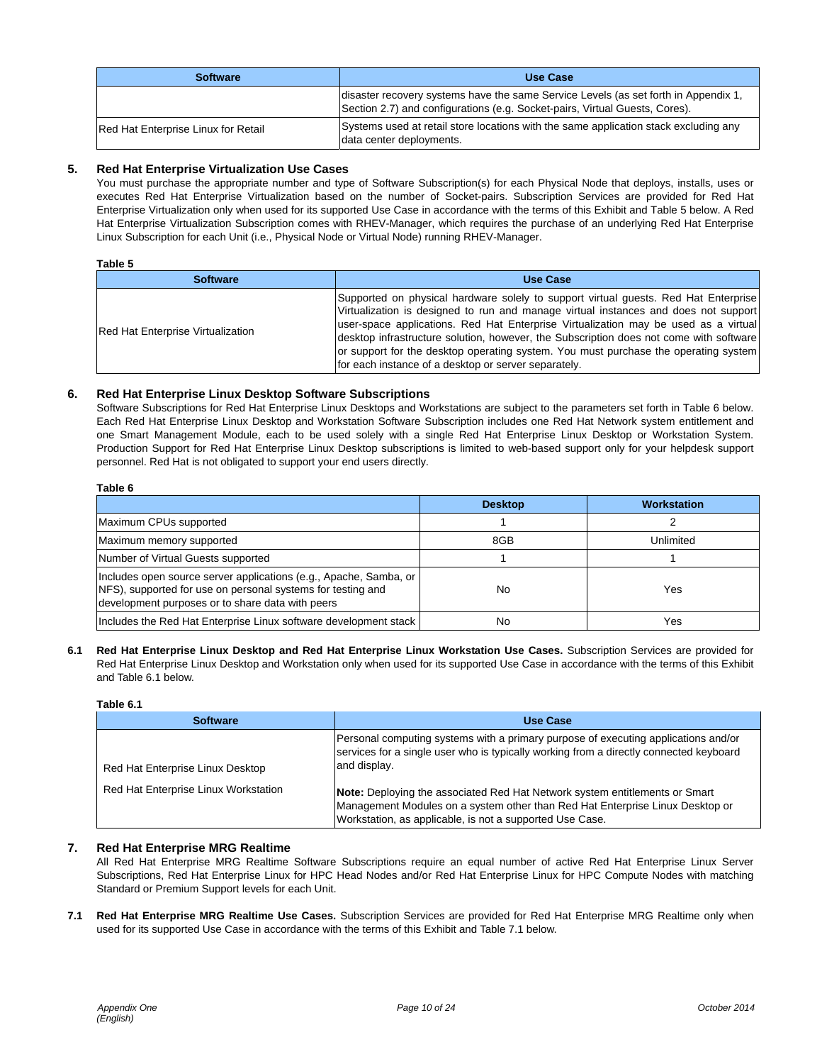| Software | Use Case |
|---|---|
| | disaster recovery systems have the same Service Levels (as set forth in Appendix 1, Section 2.7) and configurations (e.g. Socket-pairs, Virtual Guests, Cores). |
| Red Hat Enterprise Linux for Retail | Systems used at retail store locations with the same application stack excluding any data center deployments. |

## 5. Red Hat Enterprise Virtualization Use Cases

You must purchase the appropriate number and type of Software Subscription(s) for each Physical Node that deploys, installs, uses or executes Red Hat Enterprise Virtualization based on the number of Socket-pairs. Subscription Services are provided for Red Hat Enterprise Virtualization only when used for its supported Use Case in accordance with the terms of this Exhibit and Table 5 below. A Red Hat Enterprise Virtualization Subscription comes with RHEV-Manager, which requires the purchase of an underlying Red Hat Enterprise Linux Subscription for each Unit (i.e., Physical Node or Virtual Node) running RHEV-Manager.

**Table 5**

| Software | Use Case |
|---|---|
| Red Hat Enterprise Virtualization | Supported on physical hardware solely to support virtual guests. Red Hat Enterprise Virtualization is designed to run and manage virtual instances and does not support user-space applications. Red Hat Enterprise Virtualization may be used as a virtual desktop infrastructure solution, however, the Subscription does not come with software or support for the desktop operating system. You must purchase the operating system for each instance of a desktop or server separately. |

## 6. Red Hat Enterprise Linux Desktop Software Subscriptions

Software Subscriptions for Red Hat Enterprise Linux Desktops and Workstations are subject to the parameters set forth in Table 6 below. Each Red Hat Enterprise Linux Desktop and Workstation Software Subscription includes one Red Hat Network system entitlement and one Smart Management Module, each to be used solely with a single Red Hat Enterprise Linux Desktop or Workstation System. Production Support for Red Hat Enterprise Linux Desktop subscriptions is limited to web-based support only for your helpdesk support personnel. Red Hat is not obligated to support your end users directly.

**Table 6**

| | Desktop | Workstation |
|---|---|---|
| Maximum CPUs supported | 1 | 2 |
| Maximum memory supported | 8GB | Unlimited |
| Number of Virtual Guests supported | 1 | 1 |
| Includes open source server applications (e.g., Apache, Samba, or NFS), supported for use on personal systems for testing and development purposes or to share data with peers | No | Yes |
| Includes the Red Hat Enterprise Linux software development stack | No | Yes |

**6.1 Red Hat Enterprise Linux Desktop and Red Hat Enterprise Linux Workstation Use Cases.** Subscription Services are provided for Red Hat Enterprise Linux Desktop and Workstation only when used for its supported Use Case in accordance with the terms of this Exhibit and Table 6.1 below.

**Table 6.1**

| Software | Use Case |
|---|---|
| Red Hat Enterprise Linux Desktop<br><br>Red Hat Enterprise Linux Workstation | Personal computing systems with a primary purpose of executing applications and/or services for a single user who is typically working from a directly connected keyboard and display.<br><br>**Note:** Deploying the associated Red Hat Network system entitlements or Smart Management Modules on a system other than Red Hat Enterprise Linux Desktop or Workstation, as applicable, is not a supported Use Case. |

## 7. Red Hat Enterprise MRG Realtime

All Red Hat Enterprise MRG Realtime Software Subscriptions require an equal number of active Red Hat Enterprise Linux Server Subscriptions, Red Hat Enterprise Linux for HPC Head Nodes and/or Red Hat Enterprise Linux for HPC Compute Nodes with matching Standard or Premium Support levels for each Unit.

**7.1 Red Hat Enterprise MRG Realtime Use Cases.** Subscription Services are provided for Red Hat Enterprise MRG Realtime only when used for its supported Use Case in accordance with the terms of this Exhibit and Table 7.1 below.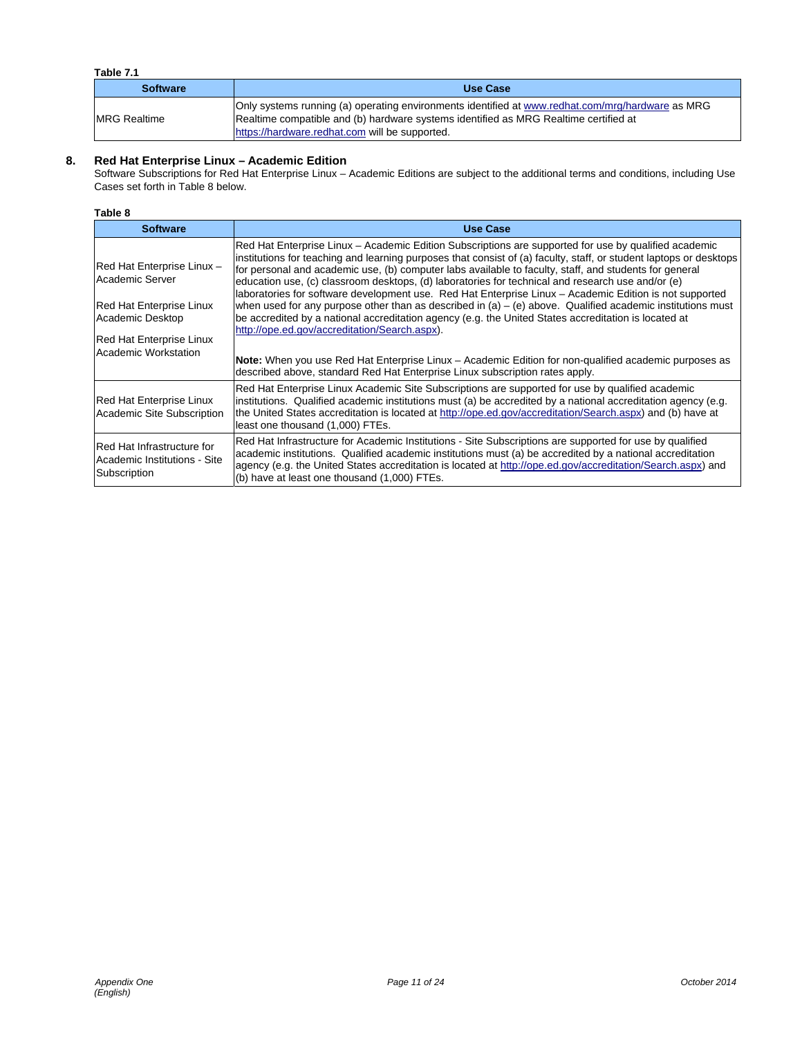**Table 7.1**

| Software | Use Case |
|---|---|
| MRG Realtime | Only systems running (a) operating environments identified at www.redhat.com/mrg/hardware as MRG Realtime compatible and (b) hardware systems identified as MRG Realtime certified at https://hardware.redhat.com will be supported. |

## 8. Red Hat Enterprise Linux – Academic Edition

Software Subscriptions for Red Hat Enterprise Linux – Academic Editions are subject to the additional terms and conditions, including Use Cases set forth in Table 8 below.

**Table 8**

| Software | Use Case |
|---|---|
| Red Hat Enterprise Linux – Academic Server<br><br>Red Hat Enterprise Linux Academic Desktop<br><br>Red Hat Enterprise Linux Academic Workstation | Red Hat Enterprise Linux – Academic Edition Subscriptions are supported for use by qualified academic institutions for teaching and learning purposes that consist of (a) faculty, staff, or student laptops or desktops for personal and academic use, (b) computer labs available to faculty, staff, and students for general education use, (c) classroom desktops, (d) laboratories for technical and research use and/or (e) laboratories for software development use. Red Hat Enterprise Linux – Academic Edition is not supported when used for any purpose other than as described in (a) – (e) above. Qualified academic institutions must be accredited by a national accreditation agency (e.g. the United States accreditation is located at http://ope.ed.gov/accreditation/Search.aspx).<br><br>**Note:** When you use Red Hat Enterprise Linux – Academic Edition for non-qualified academic purposes as described above, standard Red Hat Enterprise Linux subscription rates apply. |
| Red Hat Enterprise Linux Academic Site Subscription | Red Hat Enterprise Linux Academic Site Subscriptions are supported for use by qualified academic institutions. Qualified academic institutions must (a) be accredited by a national accreditation agency (e.g. the United States accreditation is located at http://ope.ed.gov/accreditation/Search.aspx) and (b) have at least one thousand (1,000) FTEs. |
| Red Hat Infrastructure for Academic Institutions - Site Subscription | Red Hat Infrastructure for Academic Institutions - Site Subscriptions are supported for use by qualified academic institutions. Qualified academic institutions must (a) be accredited by a national accreditation agency (e.g. the United States accreditation is located at http://ope.ed.gov/accreditation/Search.aspx) and (b) have at least one thousand (1,000) FTEs. |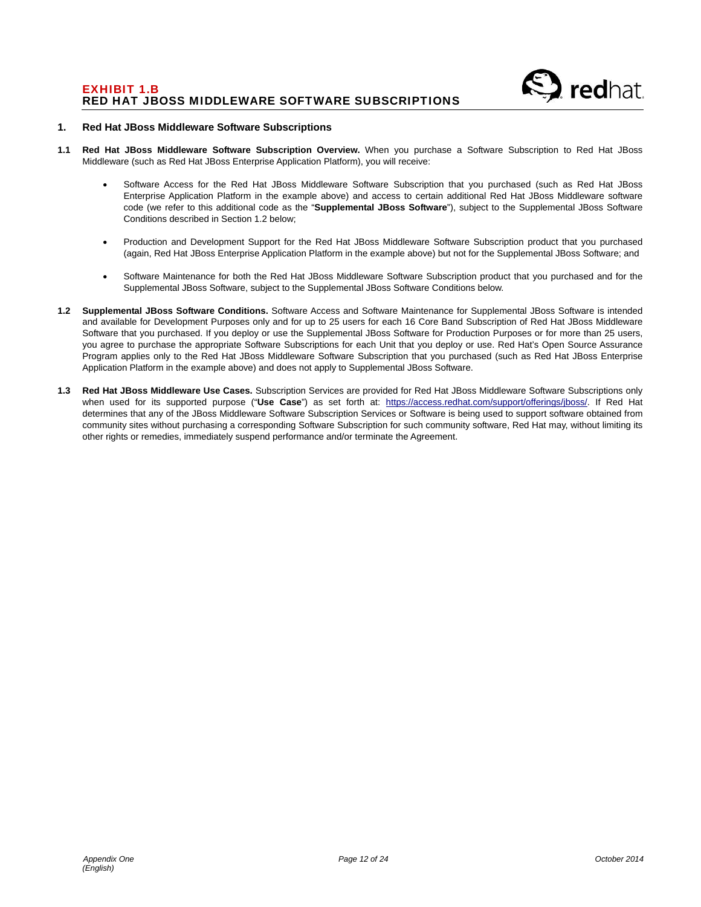## EXHIBIT 1.B
## RED HAT JBOSS MIDDLEWARE SOFTWARE SUBSCRIPTIONS

### 1. Red Hat JBoss Middleware Software Subscriptions

**1.1 Red Hat JBoss Middleware Software Subscription Overview.** When you purchase a Software Subscription to Red Hat JBoss Middleware (such as Red Hat JBoss Enterprise Application Platform), you will receive:

- Software Access for the Red Hat JBoss Middleware Software Subscription that you purchased (such as Red Hat JBoss Enterprise Application Platform in the example above) and access to certain additional Red Hat JBoss Middleware software code (we refer to this additional code as the "**Supplemental JBoss Software**"), subject to the Supplemental JBoss Software Conditions described in Section 1.2 below;

- Production and Development Support for the Red Hat JBoss Middleware Software Subscription product that you purchased (again, Red Hat JBoss Enterprise Application Platform in the example above) but not for the Supplemental JBoss Software; and

- Software Maintenance for both the Red Hat JBoss Middleware Software Subscription product that you purchased and for the Supplemental JBoss Software, subject to the Supplemental JBoss Software Conditions below.

**1.2 Supplemental JBoss Software Conditions.** Software Access and Software Maintenance for Supplemental JBoss Software is intended and available for Development Purposes only and for up to 25 users for each 16 Core Band Subscription of Red Hat JBoss Middleware Software that you purchased. If you deploy or use the Supplemental JBoss Software for Production Purposes or for more than 25 users, you agree to purchase the appropriate Software Subscriptions for each Unit that you deploy or use. Red Hat's Open Source Assurance Program applies only to the Red Hat JBoss Middleware Software Subscription that you purchased (such as Red Hat JBoss Enterprise Application Platform in the example above) and does not apply to Supplemental JBoss Software.

**1.3 Red Hat JBoss Middleware Use Cases.** Subscription Services are provided for Red Hat JBoss Middleware Software Subscriptions only when used for its supported purpose ("**Use Case**") as set forth at: https://access.redhat.com/support/offerings/jboss/. If Red Hat determines that any of the JBoss Middleware Software Subscription Services or Software is being used to support software obtained from community sites without purchasing a corresponding Software Subscription for such community software, Red Hat may, without limiting its other rights or remedies, immediately suspend performance and/or terminate the Agreement.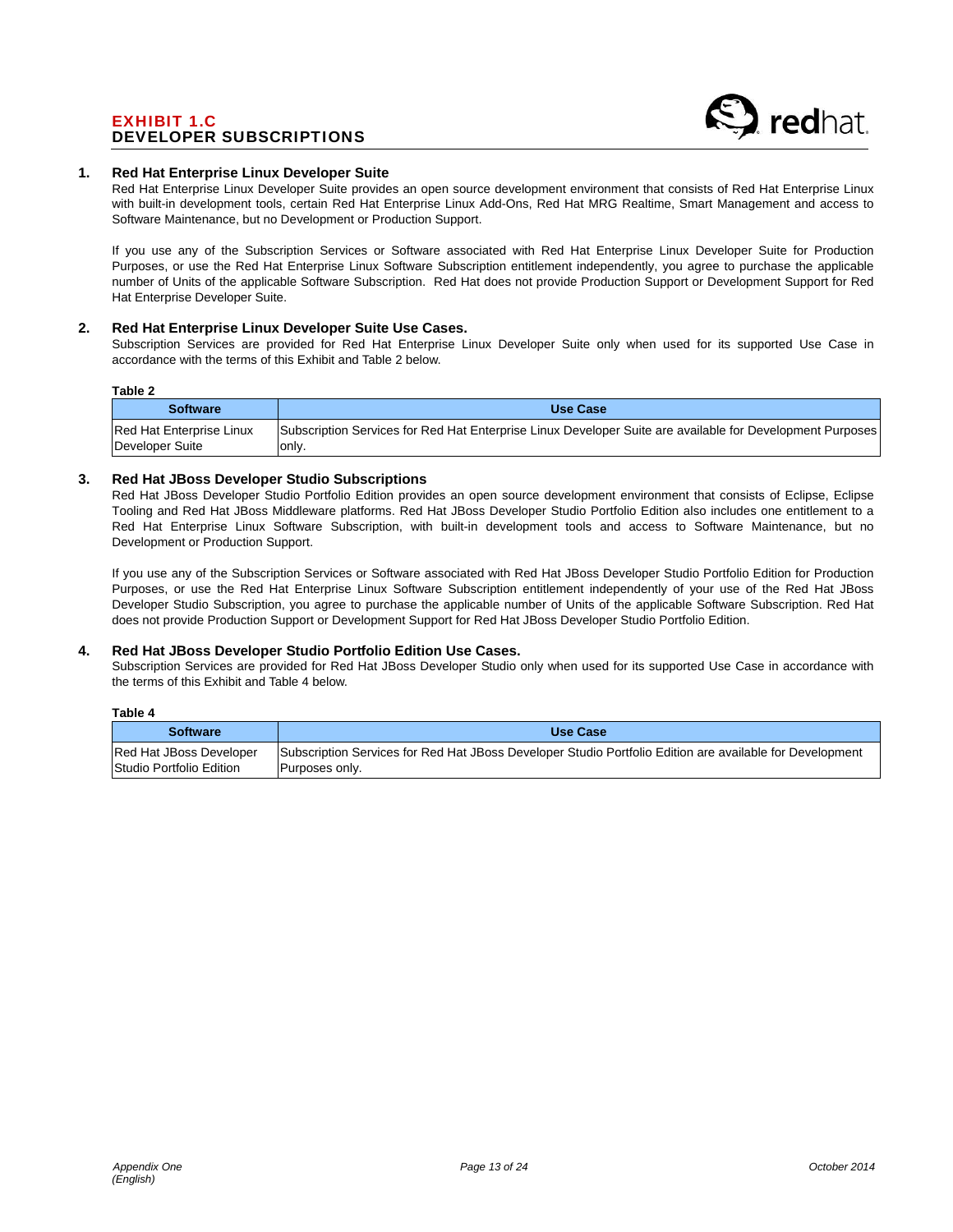# EXHIBIT 1.C
# DEVELOPER SUBSCRIPTIONS

## 1. Red Hat Enterprise Linux Developer Suite

Red Hat Enterprise Linux Developer Suite provides an open source development environment that consists of Red Hat Enterprise Linux with built-in development tools, certain Red Hat Enterprise Linux Add-Ons, Red Hat MRG Realtime, Smart Management and access to Software Maintenance, but no Development or Production Support.

If you use any of the Subscription Services or Software associated with Red Hat Enterprise Linux Developer Suite for Production Purposes, or use the Red Hat Enterprise Linux Software Subscription entitlement independently, you agree to purchase the applicable number of Units of the applicable Software Subscription. Red Hat does not provide Production Support or Development Support for Red Hat Enterprise Developer Suite.

## 2. Red Hat Enterprise Linux Developer Suite Use Cases.

Subscription Services are provided for Red Hat Enterprise Linux Developer Suite only when used for its supported Use Case in accordance with the terms of this Exhibit and Table 2 below.

**Table 2**

| Software | Use Case |
|---|---|
| Red Hat Enterprise Linux Developer Suite | Subscription Services for Red Hat Enterprise Linux Developer Suite are available for Development Purposes only. |

## 3. Red Hat JBoss Developer Studio Subscriptions

Red Hat JBoss Developer Studio Portfolio Edition provides an open source development environment that consists of Eclipse, Eclipse Tooling and Red Hat JBoss Middleware platforms. Red Hat JBoss Developer Studio Portfolio Edition also includes one entitlement to a Red Hat Enterprise Linux Software Subscription, with built-in development tools and access to Software Maintenance, but no Development or Production Support.

If you use any of the Subscription Services or Software associated with Red Hat JBoss Developer Studio Portfolio Edition for Production Purposes, or use the Red Hat Enterprise Linux Software Subscription entitlement independently of your use of the Red Hat JBoss Developer Studio Subscription, you agree to purchase the applicable number of Units of the applicable Software Subscription. Red Hat does not provide Production Support or Development Support for Red Hat JBoss Developer Studio Portfolio Edition.

## 4. Red Hat JBoss Developer Studio Portfolio Edition Use Cases.

Subscription Services are provided for Red Hat JBoss Developer Studio only when used for its supported Use Case in accordance with the terms of this Exhibit and Table 4 below.

**Table 4**

| Software | Use Case |
|---|---|
| Red Hat JBoss Developer Studio Portfolio Edition | Subscription Services for Red Hat JBoss Developer Studio Portfolio Edition are available for Development Purposes only. |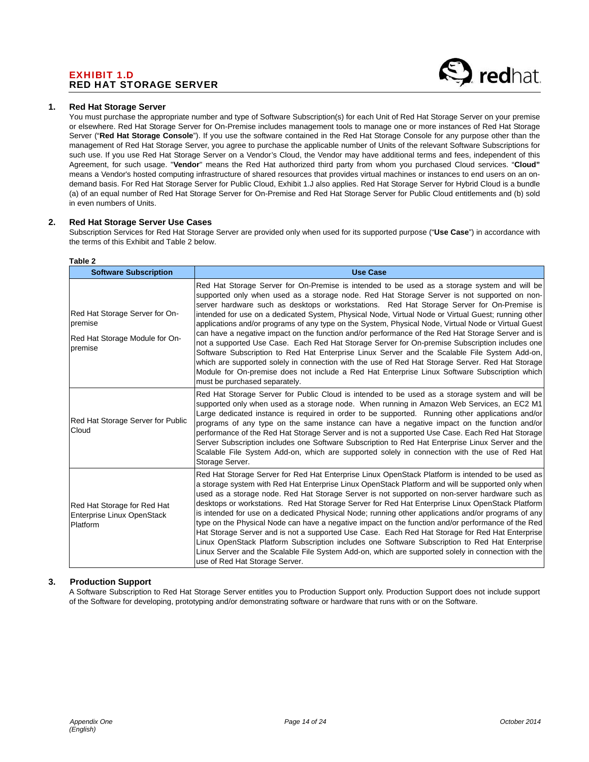# EXHIBIT 1.D
# RED HAT STORAGE SERVER

## 1. Red Hat Storage Server

You must purchase the appropriate number and type of Software Subscription(s) for each Unit of Red Hat Storage Server on your premise or elsewhere. Red Hat Storage Server for On-Premise includes management tools to manage one or more instances of Red Hat Storage Server ("**Red Hat Storage Console**"). If you use the software contained in the Red Hat Storage Console for any purpose other than the management of Red Hat Storage Server, you agree to purchase the applicable number of Units of the relevant Software Subscriptions for such use. If you use Red Hat Storage Server on a Vendor's Cloud, the Vendor may have additional terms and fees, independent of this Agreement, for such usage. "**Vendor**" means the Red Hat authorized third party from whom you purchased Cloud services. "**Cloud"** means a Vendor's hosted computing infrastructure of shared resources that provides virtual machines or instances to end users on an on-demand basis. For Red Hat Storage Server for Public Cloud, Exhibit 1.J also applies. Red Hat Storage Server for Hybrid Cloud is a bundle (a) of an equal number of Red Hat Storage Server for On-Premise and Red Hat Storage Server for Public Cloud entitlements and (b) sold in even numbers of Units.

## 2. Red Hat Storage Server Use Cases

Subscription Services for Red Hat Storage Server are provided only when used for its supported purpose ("**Use Case**") in accordance with the terms of this Exhibit and Table 2 below.

**Table 2**

| Software Subscription | Use Case |
|---|---|
| Red Hat Storage Server for On-premise<br><br>Red Hat Storage Module for On-premise | Red Hat Storage Server for On-Premise is intended to be used as a storage system and will be supported only when used as a storage node. Red Hat Storage Server is not supported on non-server hardware such as desktops or workstations. Red Hat Storage Server for On-Premise is intended for use on a dedicated System, Physical Node, Virtual Node or Virtual Guest; running other applications and/or programs of any type on the System, Physical Node, Virtual Node or Virtual Guest can have a negative impact on the function and/or performance of the Red Hat Storage Server and is not a supported Use Case. Each Red Hat Storage Server for On-premise Subscription includes one Software Subscription to Red Hat Enterprise Linux Server and the Scalable File System Add-on, which are supported solely in connection with the use of Red Hat Storage Server. Red Hat Storage Module for On-premise does not include a Red Hat Enterprise Linux Software Subscription which must be purchased separately. |
| Red Hat Storage Server for Public Cloud | Red Hat Storage Server for Public Cloud is intended to be used as a storage system and will be supported only when used as a storage node. When running in Amazon Web Services, an EC2 M1 Large dedicated instance is required in order to be supported. Running other applications and/or programs of any type on the same instance can have a negative impact on the function and/or performance of the Red Hat Storage Server and is not a supported Use Case. Each Red Hat Storage Server Subscription includes one Software Subscription to Red Hat Enterprise Linux Server and the Scalable File System Add-on, which are supported solely in connection with the use of Red Hat Storage Server. |
| Red Hat Storage for Red Hat Enterprise Linux OpenStack Platform | Red Hat Storage Server for Red Hat Enterprise Linux OpenStack Platform is intended to be used as a storage system with Red Hat Enterprise Linux OpenStack Platform and will be supported only when used as a storage node. Red Hat Storage Server is not supported on non-server hardware such as desktops or workstations. Red Hat Storage Server for Red Hat Enterprise Linux OpenStack Platform is intended for use on a dedicated Physical Node; running other applications and/or programs of any type on the Physical Node can have a negative impact on the function and/or performance of the Red Hat Storage Server and is not a supported Use Case. Each Red Hat Storage for Red Hat Enterprise Linux OpenStack Platform Subscription includes one Software Subscription to Red Hat Enterprise Linux Server and the Scalable File System Add-on, which are supported solely in connection with the use of Red Hat Storage Server. |

## 3. Production Support

A Software Subscription to Red Hat Storage Server entitles you to Production Support only. Production Support does not include support of the Software for developing, prototyping and/or demonstrating software or hardware that runs with or on the Software.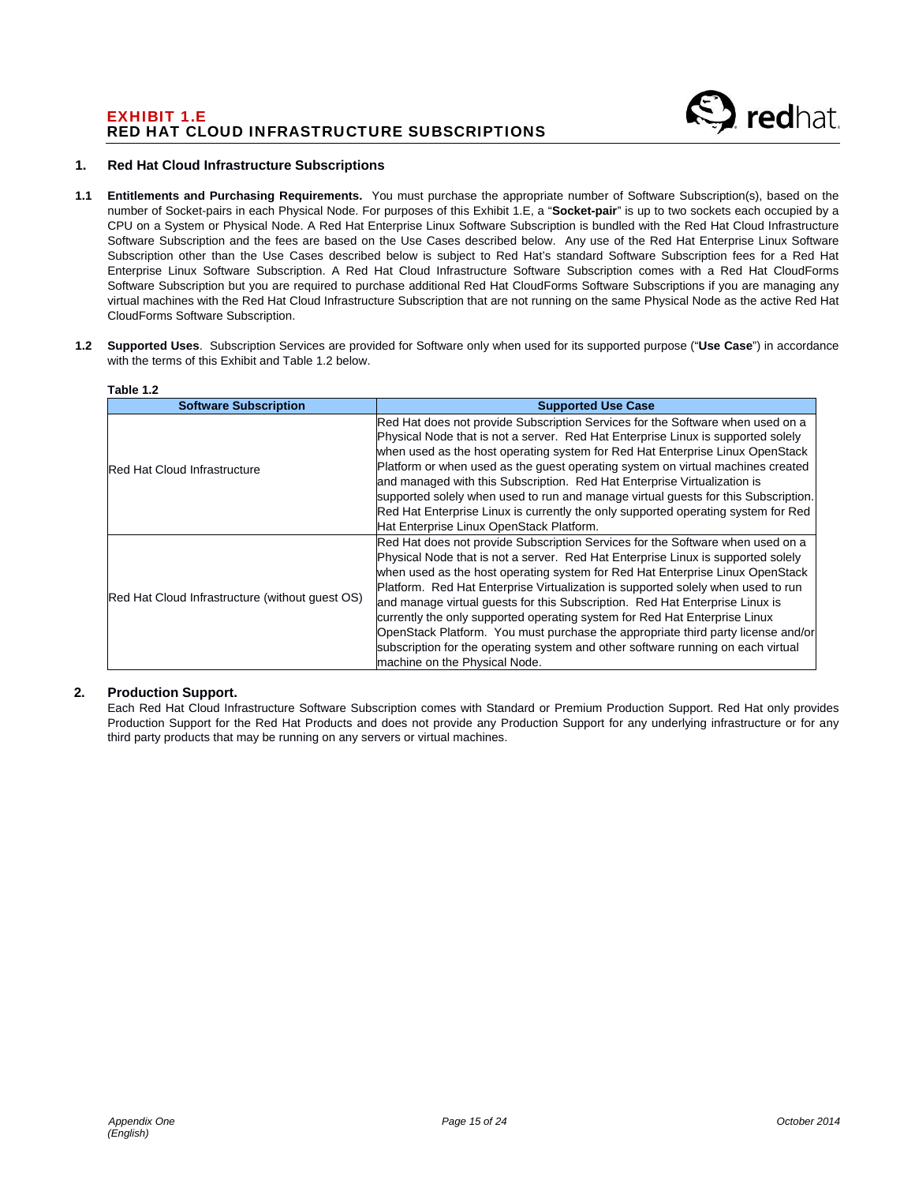# EXHIBIT 1.E
# RED HAT CLOUD INFRASTRUCTURE SUBSCRIPTIONS

## 1. Red Hat Cloud Infrastructure Subscriptions

**1.1 Entitlements and Purchasing Requirements.** You must purchase the appropriate number of Software Subscription(s), based on the number of Socket-pairs in each Physical Node. For purposes of this Exhibit 1.E, a "**Socket-pair**" is up to two sockets each occupied by a CPU on a System or Physical Node. A Red Hat Enterprise Linux Software Subscription is bundled with the Red Hat Cloud Infrastructure Software Subscription and the fees are based on the Use Cases described below. Any use of the Red Hat Enterprise Linux Software Subscription other than the Use Cases described below is subject to Red Hat's standard Software Subscription fees for a Red Hat Enterprise Linux Software Subscription. A Red Hat Cloud Infrastructure Software Subscription comes with a Red Hat CloudForms Software Subscription but you are required to purchase additional Red Hat CloudForms Software Subscriptions if you are managing any virtual machines with the Red Hat Cloud Infrastructure Subscription that are not running on the same Physical Node as the active Red Hat CloudForms Software Subscription.

**1.2 Supported Uses**. Subscription Services are provided for Software only when used for its supported purpose ("**Use Case**") in accordance with the terms of this Exhibit and Table 1.2 below.

**Table 1.2**

| Software Subscription | Supported Use Case |
|---|---|
| Red Hat Cloud Infrastructure | Red Hat does not provide Subscription Services for the Software when used on a Physical Node that is not a server. Red Hat Enterprise Linux is supported solely when used as the host operating system for Red Hat Enterprise Linux OpenStack Platform or when used as the guest operating system on virtual machines created and managed with this Subscription. Red Hat Enterprise Virtualization is supported solely when used to run and manage virtual guests for this Subscription. Red Hat Enterprise Linux is currently the only supported operating system for Red Hat Enterprise Linux OpenStack Platform. |
| Red Hat Cloud Infrastructure (without guest OS) | Red Hat does not provide Subscription Services for the Software when used on a Physical Node that is not a server. Red Hat Enterprise Linux is supported solely when used as the host operating system for Red Hat Enterprise Linux OpenStack Platform. Red Hat Enterprise Virtualization is supported solely when used to run and manage virtual guests for this Subscription. Red Hat Enterprise Linux is currently the only supported operating system for Red Hat Enterprise Linux OpenStack Platform. You must purchase the appropriate third party license and/or subscription for the operating system and other software running on each virtual machine on the Physical Node. |

## 2. Production Support.

Each Red Hat Cloud Infrastructure Software Subscription comes with Standard or Premium Production Support. Red Hat only provides Production Support for the Red Hat Products and does not provide any Production Support for any underlying infrastructure or for any third party products that may be running on any servers or virtual machines.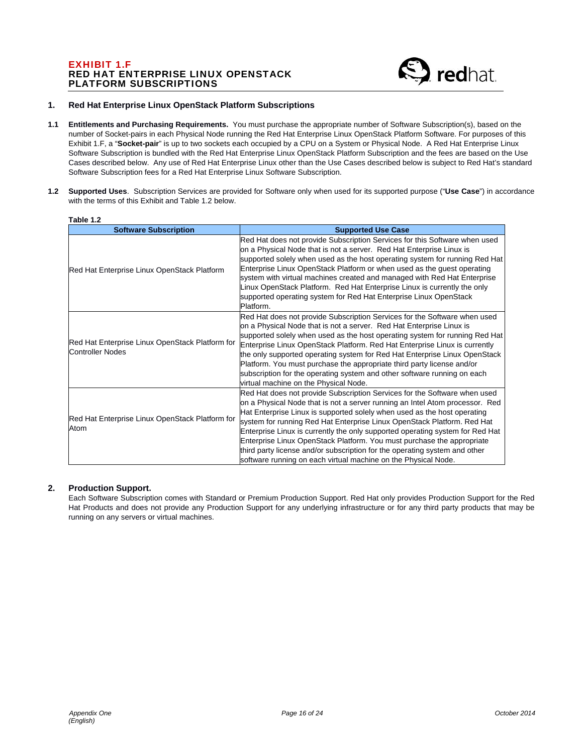# EXHIBIT 1.F
# RED HAT ENTERPRISE LINUX OPENSTACK PLATFORM SUBSCRIPTIONS

## 1. Red Hat Enterprise Linux OpenStack Platform Subscriptions

**1.1 Entitlements and Purchasing Requirements.** You must purchase the appropriate number of Software Subscription(s), based on the number of Socket-pairs in each Physical Node running the Red Hat Enterprise Linux OpenStack Platform Software. For purposes of this Exhibit 1.F, a "**Socket-pair**" is up to two sockets each occupied by a CPU on a System or Physical Node. A Red Hat Enterprise Linux Software Subscription is bundled with the Red Hat Enterprise Linux OpenStack Platform Subscription and the fees are based on the Use Cases described below. Any use of Red Hat Enterprise Linux other than the Use Cases described below is subject to Red Hat's standard Software Subscription fees for a Red Hat Enterprise Linux Software Subscription.

**1.2 Supported Uses**. Subscription Services are provided for Software only when used for its supported purpose ("**Use Case**") in accordance with the terms of this Exhibit and Table 1.2 below.

**Table 1.2**

| Software Subscription | Supported Use Case |
|---|---|
| Red Hat Enterprise Linux OpenStack Platform | Red Hat does not provide Subscription Services for this Software when used on a Physical Node that is not a server. Red Hat Enterprise Linux is supported solely when used as the host operating system for running Red Hat Enterprise Linux OpenStack Platform or when used as the guest operating system with virtual machines created and managed with Red Hat Enterprise Linux OpenStack Platform. Red Hat Enterprise Linux is currently the only supported operating system for Red Hat Enterprise Linux OpenStack Platform. |
| Red Hat Enterprise Linux OpenStack Platform for Controller Nodes | Red Hat does not provide Subscription Services for the Software when used on a Physical Node that is not a server. Red Hat Enterprise Linux is supported solely when used as the host operating system for running Red Hat Enterprise Linux OpenStack Platform. Red Hat Enterprise Linux is currently the only supported operating system for Red Hat Enterprise Linux OpenStack Platform. You must purchase the appropriate third party license and/or subscription for the operating system and other software running on each virtual machine on the Physical Node. |
| Red Hat Enterprise Linux OpenStack Platform for Atom | Red Hat does not provide Subscription Services for the Software when used on a Physical Node that is not a server running an Intel Atom processor. Red Hat Enterprise Linux is supported solely when used as the host operating system for running Red Hat Enterprise Linux OpenStack Platform. Red Hat Enterprise Linux is currently the only supported operating system for Red Hat Enterprise Linux OpenStack Platform. You must purchase the appropriate third party license and/or subscription for the operating system and other software running on each virtual machine on the Physical Node. |

## 2. Production Support.

Each Software Subscription comes with Standard or Premium Production Support. Red Hat only provides Production Support for the Red Hat Products and does not provide any Production Support for any underlying infrastructure or for any third party products that may be running on any servers or virtual machines.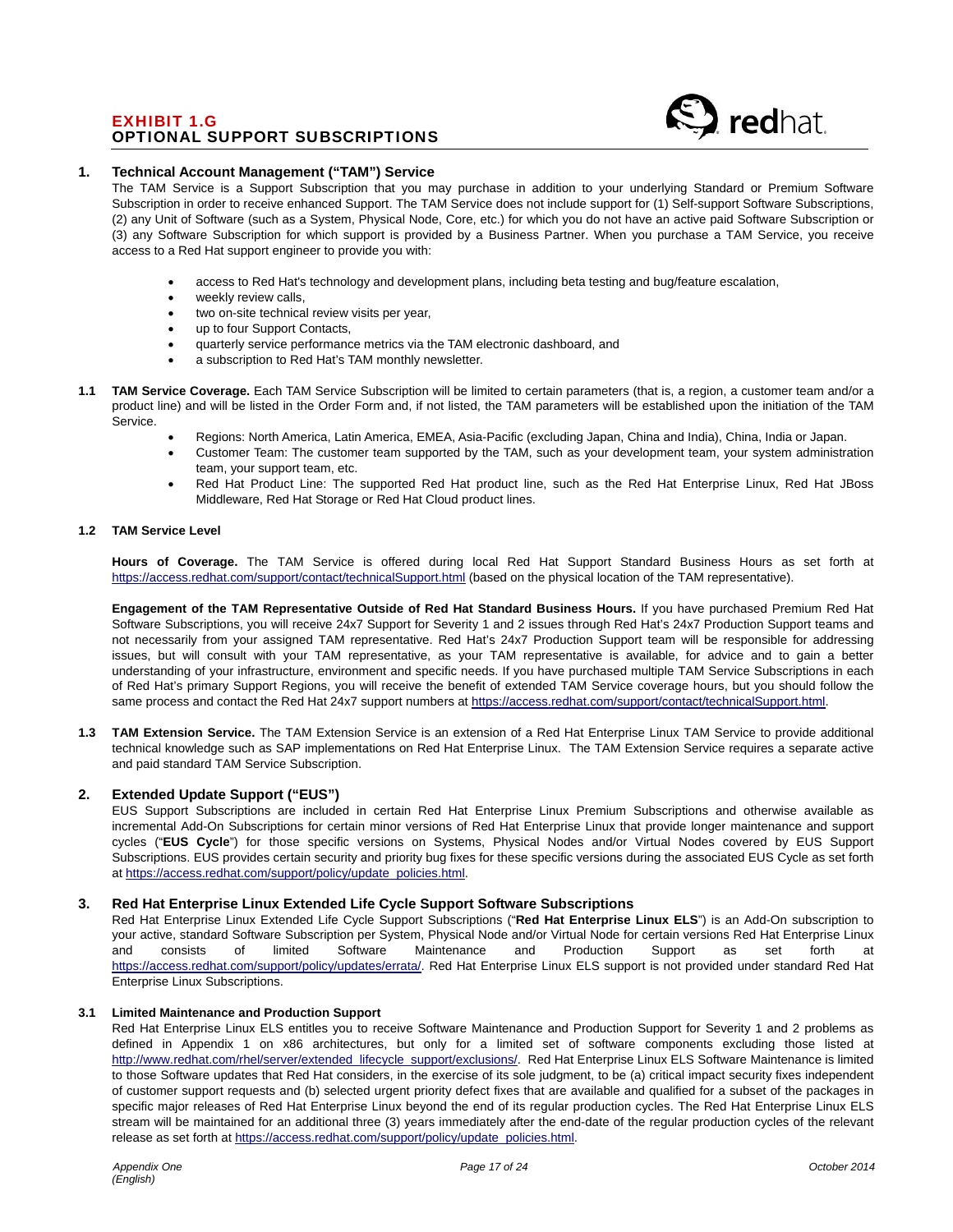# EXHIBIT 1.G
# OPTIONAL SUPPORT SUBSCRIPTIONS

## 1. Technical Account Management ("TAM") Service

The TAM Service is a Support Subscription that you may purchase in addition to your underlying Standard or Premium Software Subscription in order to receive enhanced Support. The TAM Service does not include support for (1) Self-support Software Subscriptions, (2) any Unit of Software (such as a System, Physical Node, Core, etc.) for which you do not have an active paid Software Subscription or (3) any Software Subscription for which support is provided by a Business Partner. When you purchase a TAM Service, you receive access to a Red Hat support engineer to provide you with:

- access to Red Hat's technology and development plans, including beta testing and bug/feature escalation,
- weekly review calls,
- two on-site technical review visits per year,
- up to four Support Contacts,
- quarterly service performance metrics via the TAM electronic dashboard, and
- a subscription to Red Hat's TAM monthly newsletter.

**1.1 TAM Service Coverage.** Each TAM Service Subscription will be limited to certain parameters (that is, a region, a customer team and/or a product line) and will be listed in the Order Form and, if not listed, the TAM parameters will be established upon the initiation of the TAM Service.

- Regions: North America, Latin America, EMEA, Asia-Pacific (excluding Japan, China and India), China, India or Japan.
- Customer Team: The customer team supported by the TAM, such as your development team, your system administration team, your support team, etc.
- Red Hat Product Line: The supported Red Hat product line, such as the Red Hat Enterprise Linux, Red Hat JBoss Middleware, Red Hat Storage or Red Hat Cloud product lines.

### 1.2 TAM Service Level

**Hours of Coverage.** The TAM Service is offered during local Red Hat Support Standard Business Hours as set forth at https://access.redhat.com/support/contact/technicalSupport.html (based on the physical location of the TAM representative).

**Engagement of the TAM Representative Outside of Red Hat Standard Business Hours.** If you have purchased Premium Red Hat Software Subscriptions, you will receive 24x7 Support for Severity 1 and 2 issues through Red Hat's 24x7 Production Support teams and not necessarily from your assigned TAM representative. Red Hat's 24x7 Production Support team will be responsible for addressing issues, but will consult with your TAM representative, as your TAM representative is available, for advice and to gain a better understanding of your infrastructure, environment and specific needs. If you have purchased multiple TAM Service Subscriptions in each of Red Hat's primary Support Regions, you will receive the benefit of extended TAM Service coverage hours, but you should follow the same process and contact the Red Hat 24x7 support numbers at https://access.redhat.com/support/contact/technicalSupport.html.

**1.3 TAM Extension Service.** The TAM Extension Service is an extension of a Red Hat Enterprise Linux TAM Service to provide additional technical knowledge such as SAP implementations on Red Hat Enterprise Linux. The TAM Extension Service requires a separate active and paid standard TAM Service Subscription.

## 2. Extended Update Support ("EUS")

EUS Support Subscriptions are included in certain Red Hat Enterprise Linux Premium Subscriptions and otherwise available as incremental Add-On Subscriptions for certain minor versions of Red Hat Enterprise Linux that provide longer maintenance and support cycles ("**EUS Cycle**") for those specific versions on Systems, Physical Nodes and/or Virtual Nodes covered by EUS Support Subscriptions. EUS provides certain security and priority bug fixes for these specific versions during the associated EUS Cycle as set forth at https://access.redhat.com/support/policy/update_policies.html.

## 3. Red Hat Enterprise Linux Extended Life Cycle Support Software Subscriptions

Red Hat Enterprise Linux Extended Life Cycle Support Subscriptions ("**Red Hat Enterprise Linux ELS**") is an Add-On subscription to your active, standard Software Subscription per System, Physical Node and/or Virtual Node for certain versions Red Hat Enterprise Linux and consists of limited Software Maintenance and Production Support as set forth at https://access.redhat.com/support/policy/updates/errata/. Red Hat Enterprise Linux ELS support is not provided under standard Red Hat Enterprise Linux Subscriptions.

### 3.1 Limited Maintenance and Production Support

Red Hat Enterprise Linux ELS entitles you to receive Software Maintenance and Production Support for Severity 1 and 2 problems as defined in Appendix 1 on x86 architectures, but only for a limited set of software components excluding those listed at http://www.redhat.com/rhel/server/extended_lifecycle_support/exclusions/. Red Hat Enterprise Linux ELS Software Maintenance is limited to those Software updates that Red Hat considers, in the exercise of its sole judgment, to be (a) critical impact security fixes independent of customer support requests and (b) selected urgent priority defect fixes that are available and qualified for a subset of the packages in specific major releases of Red Hat Enterprise Linux beyond the end of its regular production cycles. The Red Hat Enterprise Linux ELS stream will be maintained for an additional three (3) years immediately after the end-date of the regular production cycles of the relevant release as set forth at https://access.redhat.com/support/policy/update_policies.html.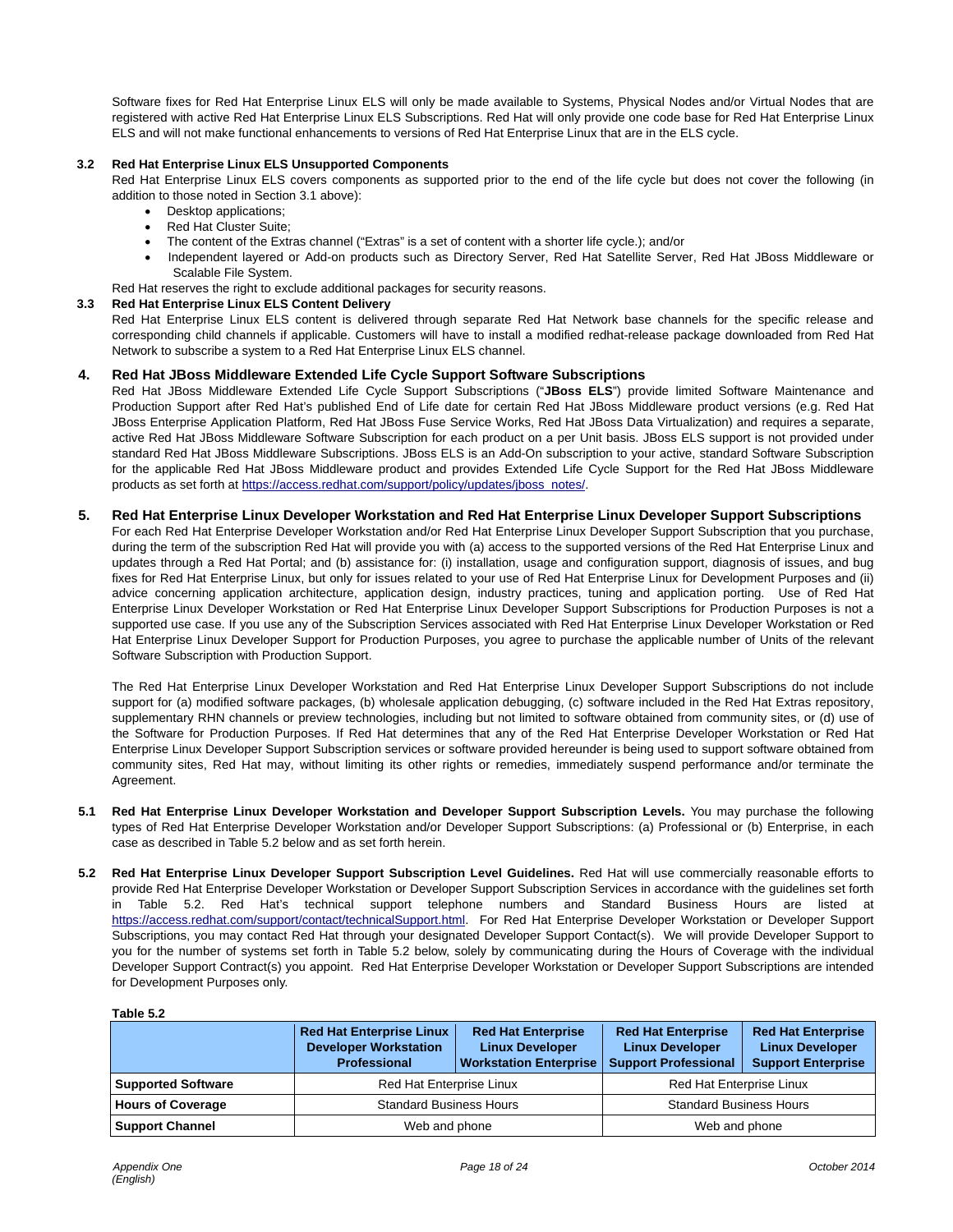Software fixes for Red Hat Enterprise Linux ELS will only be made available to Systems, Physical Nodes and/or Virtual Nodes that are registered with active Red Hat Enterprise Linux ELS Subscriptions. Red Hat will only provide one code base for Red Hat Enterprise Linux ELS and will not make functional enhancements to versions of Red Hat Enterprise Linux that are in the ELS cycle.

### 3.2 Red Hat Enterprise Linux ELS Unsupported Components

Red Hat Enterprise Linux ELS covers components as supported prior to the end of the life cycle but does not cover the following (in addition to those noted in Section 3.1 above):

- Desktop applications;
- Red Hat Cluster Suite;
- The content of the Extras channel ("Extras" is a set of content with a shorter life cycle.); and/or
- Independent layered or Add-on products such as Directory Server, Red Hat Satellite Server, Red Hat JBoss Middleware or Scalable File System.

Red Hat reserves the right to exclude additional packages for security reasons.

### 3.3 Red Hat Enterprise Linux ELS Content Delivery

Red Hat Enterprise Linux ELS content is delivered through separate Red Hat Network base channels for the specific release and corresponding child channels if applicable. Customers will have to install a modified redhat-release package downloaded from Red Hat Network to subscribe a system to a Red Hat Enterprise Linux ELS channel.

## 4. Red Hat JBoss Middleware Extended Life Cycle Support Software Subscriptions

Red Hat JBoss Middleware Extended Life Cycle Support Subscriptions ("**JBoss ELS**") provide limited Software Maintenance and Production Support after Red Hat's published End of Life date for certain Red Hat JBoss Middleware product versions (e.g. Red Hat JBoss Enterprise Application Platform, Red Hat JBoss Fuse Service Works, Red Hat JBoss Data Virtualization) and requires a separate, active Red Hat JBoss Middleware Software Subscription for each product on a per Unit basis. JBoss ELS support is not provided under standard Red Hat JBoss Middleware Subscriptions. JBoss ELS is an Add-On subscription to your active, standard Software Subscription for the applicable Red Hat JBoss Middleware product and provides Extended Life Cycle Support for the Red Hat JBoss Middleware products as set forth at https://access.redhat.com/support/policy/updates/jboss_notes/.

## 5. Red Hat Enterprise Linux Developer Workstation and Red Hat Enterprise Linux Developer Support Subscriptions

For each Red Hat Enterprise Developer Workstation and/or Red Hat Enterprise Linux Developer Support Subscription that you purchase, during the term of the subscription Red Hat will provide you with (a) access to the supported versions of the Red Hat Enterprise Linux and updates through a Red Hat Portal; and (b) assistance for: (i) installation, usage and configuration support, diagnosis of issues, and bug fixes for Red Hat Enterprise Linux, but only for issues related to your use of Red Hat Enterprise Linux for Development Purposes and (ii) advice concerning application architecture, application design, industry practices, tuning and application porting. Use of Red Hat Enterprise Linux Developer Workstation or Red Hat Enterprise Linux Developer Support Subscriptions for Production Purposes is not a supported use case. If you use any of the Subscription Services associated with Red Hat Enterprise Linux Developer Workstation or Red Hat Enterprise Linux Developer Support for Production Purposes, you agree to purchase the applicable number of Units of the relevant Software Subscription with Production Support.

The Red Hat Enterprise Linux Developer Workstation and Red Hat Enterprise Linux Developer Support Subscriptions do not include support for (a) modified software packages, (b) wholesale application debugging, (c) software included in the Red Hat Extras repository, supplementary RHN channels or preview technologies, including but not limited to software obtained from community sites, or (d) use of the Software for Production Purposes. If Red Hat determines that any of the Red Hat Enterprise Developer Workstation or Red Hat Enterprise Linux Developer Support Subscription services or software provided hereunder is being used to support software obtained from community sites, Red Hat may, without limiting its other rights or remedies, immediately suspend performance and/or terminate the Agreement.

**5.1 Red Hat Enterprise Linux Developer Workstation and Developer Support Subscription Levels.** You may purchase the following types of Red Hat Enterprise Developer Workstation and/or Developer Support Subscriptions: (a) Professional or (b) Enterprise, in each case as described in Table 5.2 below and as set forth herein.

**5.2 Red Hat Enterprise Linux Developer Support Subscription Level Guidelines.** Red Hat will use commercially reasonable efforts to provide Red Hat Enterprise Developer Workstation or Developer Support Subscription Services in accordance with the guidelines set forth in Table 5.2. Red Hat's technical support telephone numbers and Standard Business Hours are listed at https://access.redhat.com/support/contact/technicalSupport.html. For Red Hat Enterprise Developer Workstation or Developer Support Subscriptions, you may contact Red Hat through your designated Developer Support Contact(s). We will provide Developer Support to you for the number of systems set forth in Table 5.2 below, solely by communicating during the Hours of Coverage with the individual Developer Support Contract(s) you appoint. Red Hat Enterprise Developer Workstation or Developer Support Subscriptions are intended for Development Purposes only.

**Table 5.2**

| | Red Hat Enterprise Linux Developer Workstation Professional | Red Hat Enterprise Linux Developer Workstation Enterprise | Red Hat Enterprise Linux Developer Support Professional | Red Hat Enterprise Linux Developer Support Enterprise |
|---|---|---|---|---|
| **Supported Software** | Red Hat Enterprise Linux | | Red Hat Enterprise Linux | |
| **Hours of Coverage** | Standard Business Hours | | Standard Business Hours | |
| **Support Channel** | Web and phone | | Web and phone | |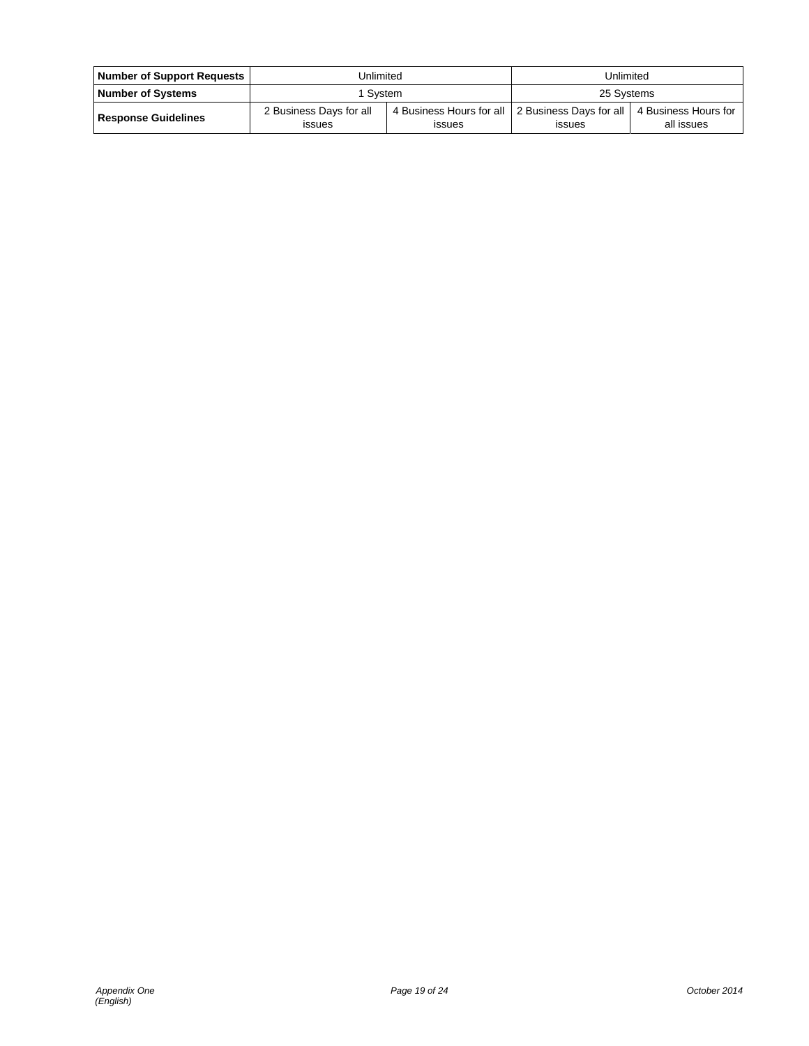| Number of Support Requests | Unlimited | | Unlimited | |
|---|---|---|---|---|
| **Number of Systems** | 1 System | | 25 Systems | |
| **Response Guidelines** | 2 Business Days for all issues | 4 Business Hours for all issues | 2 Business Days for all issues | 4 Business Hours for all issues |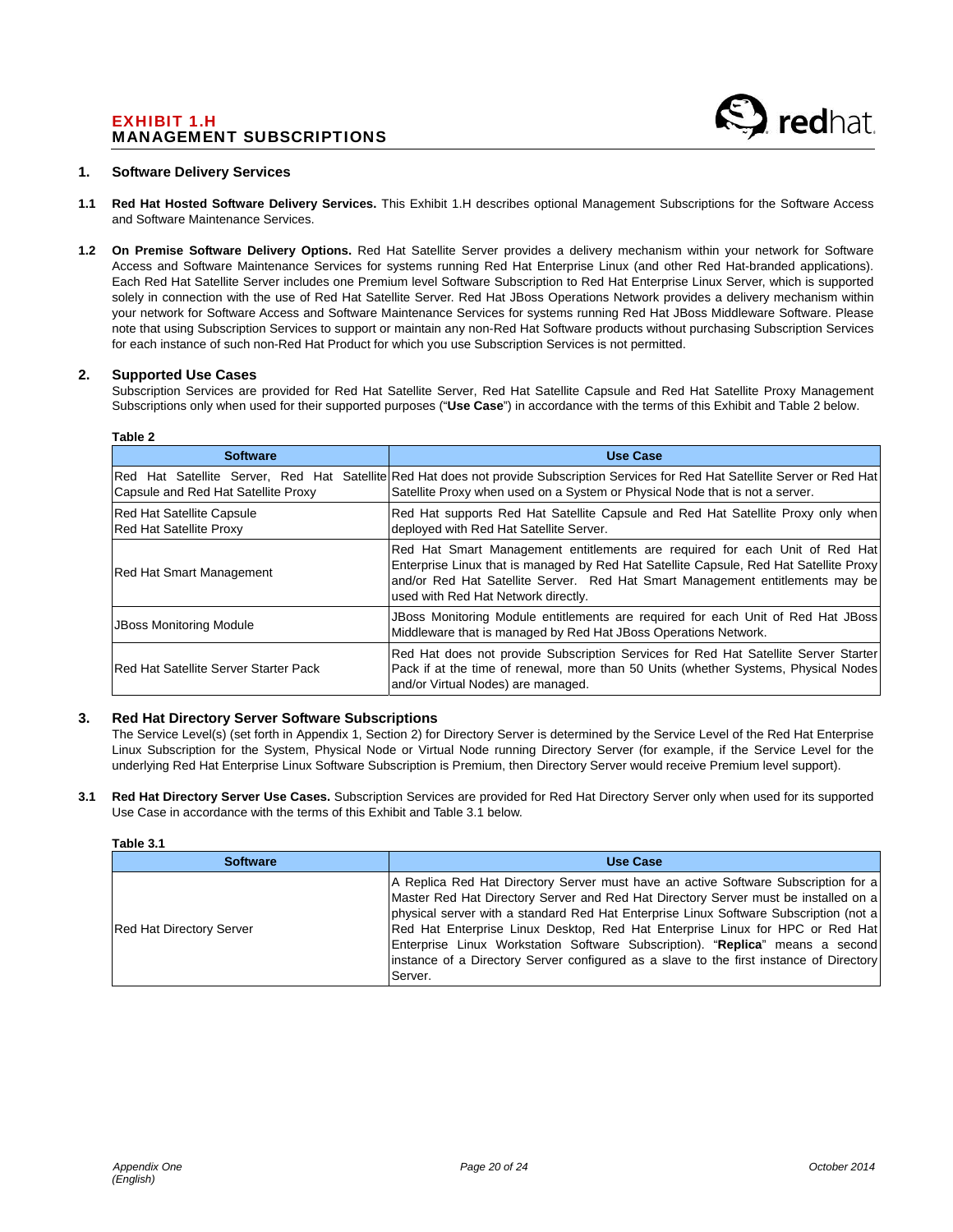# EXHIBIT 1.H
# MANAGEMENT SUBSCRIPTIONS

## 1. Software Delivery Services

**1.1 Red Hat Hosted Software Delivery Services.** This Exhibit 1.H describes optional Management Subscriptions for the Software Access and Software Maintenance Services.

**1.2 On Premise Software Delivery Options.** Red Hat Satellite Server provides a delivery mechanism within your network for Software Access and Software Maintenance Services for systems running Red Hat Enterprise Linux (and other Red Hat-branded applications). Each Red Hat Satellite Server includes one Premium level Software Subscription to Red Hat Enterprise Linux Server, which is supported solely in connection with the use of Red Hat Satellite Server. Red Hat JBoss Operations Network provides a delivery mechanism within your network for Software Access and Software Maintenance Services for systems running Red Hat JBoss Middleware Software. Please note that using Subscription Services to support or maintain any non-Red Hat Software products without purchasing Subscription Services for each instance of such non-Red Hat Product for which you use Subscription Services is not permitted.

## 2. Supported Use Cases

Subscription Services are provided for Red Hat Satellite Server, Red Hat Satellite Capsule and Red Hat Satellite Proxy Management Subscriptions only when used for their supported purposes ("**Use Case**") in accordance with the terms of this Exhibit and Table 2 below.

**Table 2**

| Software | Use Case |
|---|---|
| Red Hat Satellite Server, Red Hat Satellite Capsule and Red Hat Satellite Proxy | Red Hat does not provide Subscription Services for Red Hat Satellite Server or Red Hat Satellite Proxy when used on a System or Physical Node that is not a server. |
| Red Hat Satellite Capsule<br>Red Hat Satellite Proxy | Red Hat supports Red Hat Satellite Capsule and Red Hat Satellite Proxy only when deployed with Red Hat Satellite Server. |
| Red Hat Smart Management | Red Hat Smart Management entitlements are required for each Unit of Red Hat Enterprise Linux that is managed by Red Hat Satellite Capsule, Red Hat Satellite Proxy and/or Red Hat Satellite Server. Red Hat Smart Management entitlements may be used with Red Hat Network directly. |
| JBoss Monitoring Module | JBoss Monitoring Module entitlements are required for each Unit of Red Hat JBoss Middleware that is managed by Red Hat JBoss Operations Network. |
| Red Hat Satellite Server Starter Pack | Red Hat does not provide Subscription Services for Red Hat Satellite Server Starter Pack if at the time of renewal, more than 50 Units (whether Systems, Physical Nodes and/or Virtual Nodes) are managed. |

## 3. Red Hat Directory Server Software Subscriptions

The Service Level(s) (set forth in Appendix 1, Section 2) for Directory Server is determined by the Service Level of the Red Hat Enterprise Linux Subscription for the System, Physical Node or Virtual Node running Directory Server (for example, if the Service Level for the underlying Red Hat Enterprise Linux Software Subscription is Premium, then Directory Server would receive Premium level support).

**3.1 Red Hat Directory Server Use Cases.** Subscription Services are provided for Red Hat Directory Server only when used for its supported Use Case in accordance with the terms of this Exhibit and Table 3.1 below.

**Table 3.1**

| Software | Use Case |
|---|---|
| Red Hat Directory Server | A Replica Red Hat Directory Server must have an active Software Subscription for a Master Red Hat Directory Server and Red Hat Directory Server must be installed on a physical server with a standard Red Hat Enterprise Linux Software Subscription (not a Red Hat Enterprise Linux Desktop, Red Hat Enterprise Linux for HPC or Red Hat Enterprise Linux Workstation Software Subscription). "**Replica**" means a second instance of a Directory Server configured as a slave to the first instance of Directory Server. |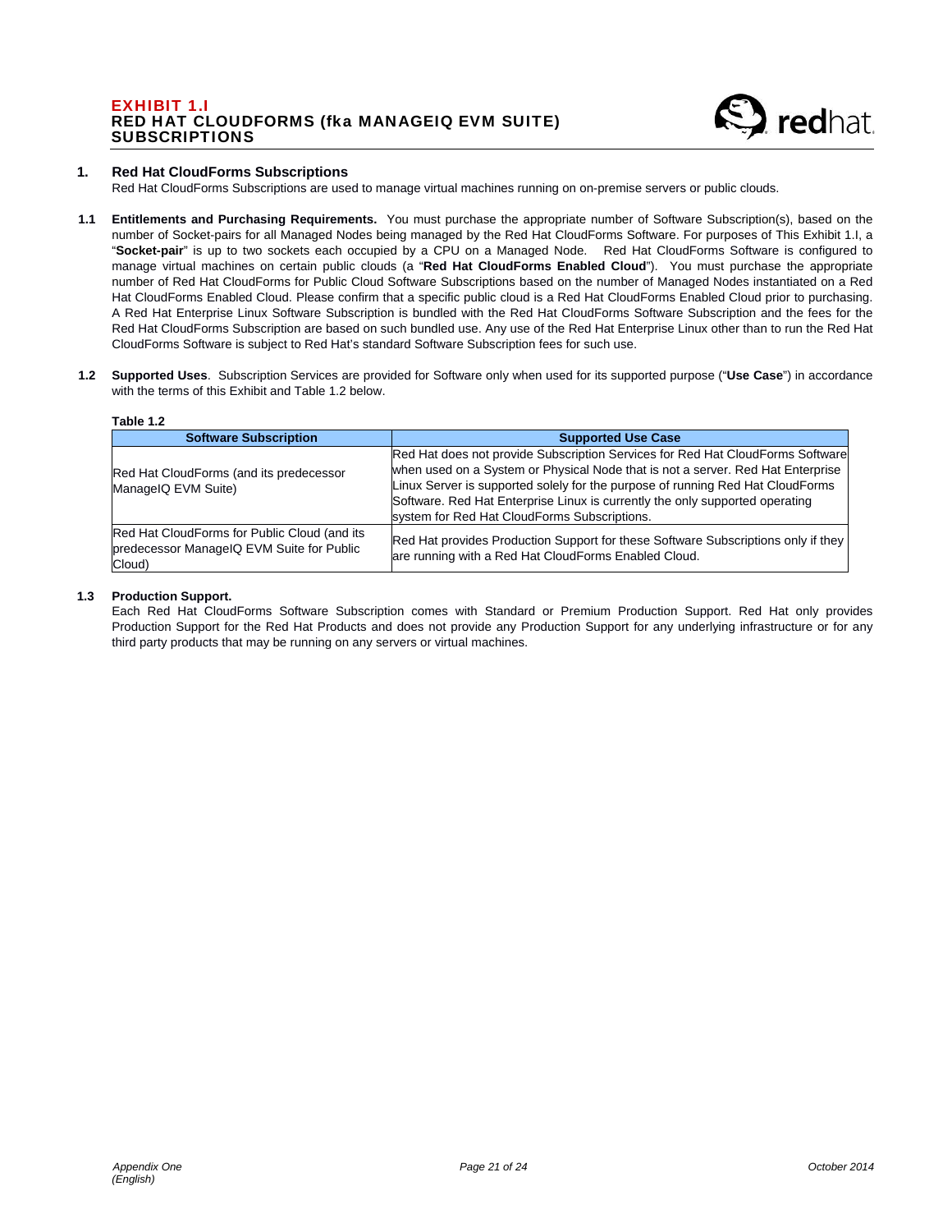# EXHIBIT 1.I
# RED HAT CLOUDFORMS (fka MANAGEIQ EVM SUITE) SUBSCRIPTIONS

## 1. Red Hat CloudForms Subscriptions

Red Hat CloudForms Subscriptions are used to manage virtual machines running on on-premise servers or public clouds.

**1.1 Entitlements and Purchasing Requirements.** You must purchase the appropriate number of Software Subscription(s), based on the number of Socket-pairs for all Managed Nodes being managed by the Red Hat CloudForms Software. For purposes of This Exhibit 1.I, a "**Socket-pair**" is up to two sockets each occupied by a CPU on a Managed Node. Red Hat CloudForms Software is configured to manage virtual machines on certain public clouds (a "**Red Hat CloudForms Enabled Cloud**"). You must purchase the appropriate number of Red Hat CloudForms for Public Cloud Software Subscriptions based on the number of Managed Nodes instantiated on a Red Hat CloudForms Enabled Cloud. Please confirm that a specific public cloud is a Red Hat CloudForms Enabled Cloud prior to purchasing. A Red Hat Enterprise Linux Software Subscription is bundled with the Red Hat CloudForms Software Subscription and the fees for the Red Hat CloudForms Subscription are based on such bundled use. Any use of the Red Hat Enterprise Linux other than to run the Red Hat CloudForms Software is subject to Red Hat's standard Software Subscription fees for such use.

**1.2 Supported Uses**. Subscription Services are provided for Software only when used for its supported purpose ("**Use Case**") in accordance with the terms of this Exhibit and Table 1.2 below.

**Table 1.2**

| Software Subscription | Supported Use Case |
|---|---|
| Red Hat CloudForms (and its predecessor ManageIQ EVM Suite) | Red Hat does not provide Subscription Services for Red Hat CloudForms Software when used on a System or Physical Node that is not a server. Red Hat Enterprise Linux Server is supported solely for the purpose of running Red Hat CloudForms Software. Red Hat Enterprise Linux is currently the only supported operating system for Red Hat CloudForms Subscriptions. |
| Red Hat CloudForms for Public Cloud (and its predecessor ManageIQ EVM Suite for Public Cloud) | Red Hat provides Production Support for these Software Subscriptions only if they are running with a Red Hat CloudForms Enabled Cloud. |

**1.3 Production Support.**

Each Red Hat CloudForms Software Subscription comes with Standard or Premium Production Support. Red Hat only provides Production Support for the Red Hat Products and does not provide any Production Support for any underlying infrastructure or for any third party products that may be running on any servers or virtual machines.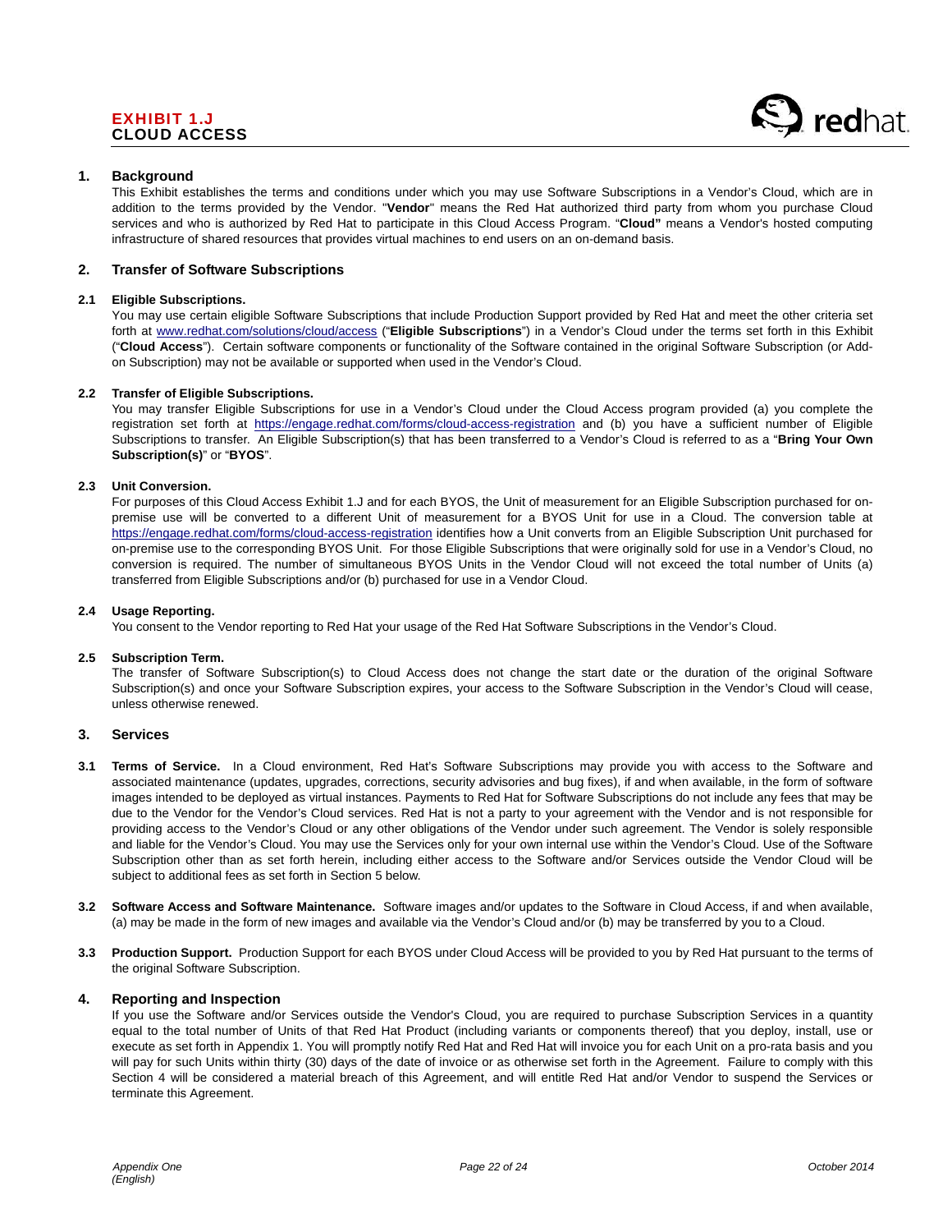# EXHIBIT 1.J
# CLOUD ACCESS

## 1. Background

This Exhibit establishes the terms and conditions under which you may use Software Subscriptions in a Vendor's Cloud, which are in addition to the terms provided by the Vendor. "**Vendor**" means the Red Hat authorized third party from whom you purchase Cloud services and who is authorized by Red Hat to participate in this Cloud Access Program. "**Cloud"** means a Vendor's hosted computing infrastructure of shared resources that provides virtual machines to end users on an on-demand basis.

## 2. Transfer of Software Subscriptions

### 2.1 Eligible Subscriptions.

You may use certain eligible Software Subscriptions that include Production Support provided by Red Hat and meet the other criteria set forth at www.redhat.com/solutions/cloud/access ("**Eligible Subscriptions**") in a Vendor's Cloud under the terms set forth in this Exhibit ("**Cloud Access**"). Certain software components or functionality of the Software contained in the original Software Subscription (or Add-on Subscription) may not be available or supported when used in the Vendor's Cloud.

### 2.2 Transfer of Eligible Subscriptions.

You may transfer Eligible Subscriptions for use in a Vendor's Cloud under the Cloud Access program provided (a) you complete the registration set forth at https://engage.redhat.com/forms/cloud-access-registration and (b) you have a sufficient number of Eligible Subscriptions to transfer. An Eligible Subscription(s) that has been transferred to a Vendor's Cloud is referred to as a "**Bring Your Own Subscription(s)**" or "**BYOS**".

### 2.3 Unit Conversion.

For purposes of this Cloud Access Exhibit 1.J and for each BYOS, the Unit of measurement for an Eligible Subscription purchased for on-premise use will be converted to a different Unit of measurement for a BYOS Unit for use in a Cloud. The conversion table at https://engage.redhat.com/forms/cloud-access-registration identifies how a Unit converts from an Eligible Subscription Unit purchased for on-premise use to the corresponding BYOS Unit. For those Eligible Subscriptions that were originally sold for use in a Vendor's Cloud, no conversion is required. The number of simultaneous BYOS Units in the Vendor Cloud will not exceed the total number of Units (a) transferred from Eligible Subscriptions and/or (b) purchased for use in a Vendor Cloud.

### 2.4 Usage Reporting.

You consent to the Vendor reporting to Red Hat your usage of the Red Hat Software Subscriptions in the Vendor's Cloud.

### 2.5 Subscription Term.

The transfer of Software Subscription(s) to Cloud Access does not change the start date or the duration of the original Software Subscription(s) and once your Software Subscription expires, your access to the Software Subscription in the Vendor's Cloud will cease, unless otherwise renewed.

## 3. Services

**3.1 Terms of Service.** In a Cloud environment, Red Hat's Software Subscriptions may provide you with access to the Software and associated maintenance (updates, upgrades, corrections, security advisories and bug fixes), if and when available, in the form of software images intended to be deployed as virtual instances. Payments to Red Hat for Software Subscriptions do not include any fees that may be due to the Vendor for the Vendor's Cloud services. Red Hat is not a party to your agreement with the Vendor and is not responsible for providing access to the Vendor's Cloud or any other obligations of the Vendor under such agreement. The Vendor is solely responsible and liable for the Vendor's Cloud. You may use the Services only for your own internal use within the Vendor's Cloud. Use of the Software Subscription other than as set forth herein, including either access to the Software and/or Services outside the Vendor Cloud will be subject to additional fees as set forth in Section 5 below.

**3.2 Software Access and Software Maintenance.** Software images and/or updates to the Software in Cloud Access, if and when available, (a) may be made in the form of new images and available via the Vendor's Cloud and/or (b) may be transferred by you to a Cloud.

**3.3 Production Support.** Production Support for each BYOS under Cloud Access will be provided to you by Red Hat pursuant to the terms of the original Software Subscription.

## 4. Reporting and Inspection

If you use the Software and/or Services outside the Vendor's Cloud, you are required to purchase Subscription Services in a quantity equal to the total number of Units of that Red Hat Product (including variants or components thereof) that you deploy, install, use or execute as set forth in Appendix 1. You will promptly notify Red Hat and Red Hat will invoice you for each Unit on a pro-rata basis and you will pay for such Units within thirty (30) days of the date of invoice or as otherwise set forth in the Agreement. Failure to comply with this Section 4 will be considered a material breach of this Agreement, and will entitle Red Hat and/or Vendor to suspend the Services or terminate this Agreement.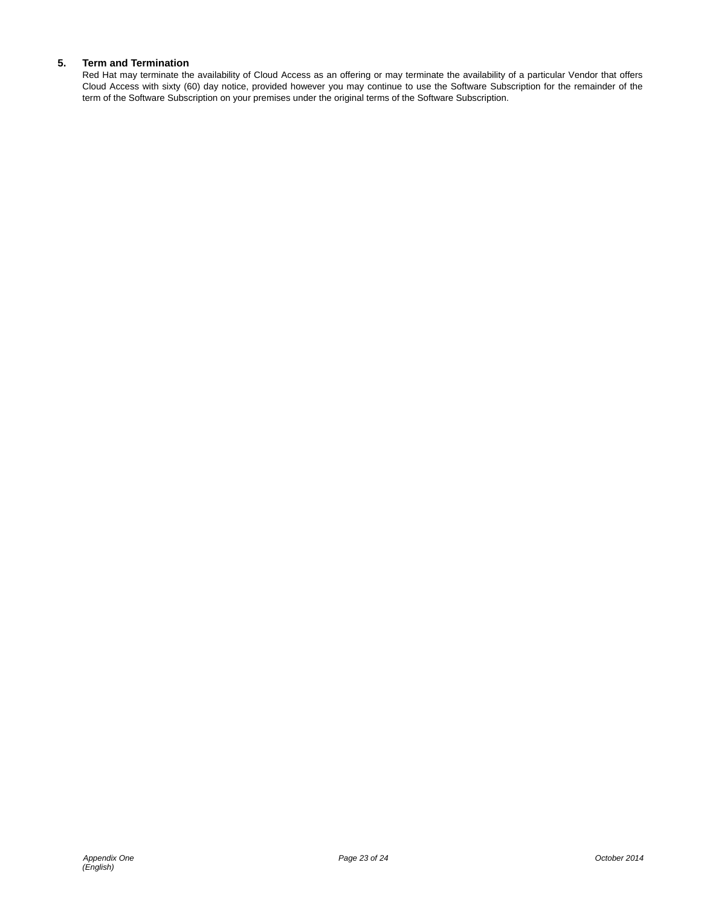## 5. Term and Termination

Red Hat may terminate the availability of Cloud Access as an offering or may terminate the availability of a particular Vendor that offers Cloud Access with sixty (60) day notice, provided however you may continue to use the Software Subscription for the remainder of the term of the Software Subscription on your premises under the original terms of the Software Subscription.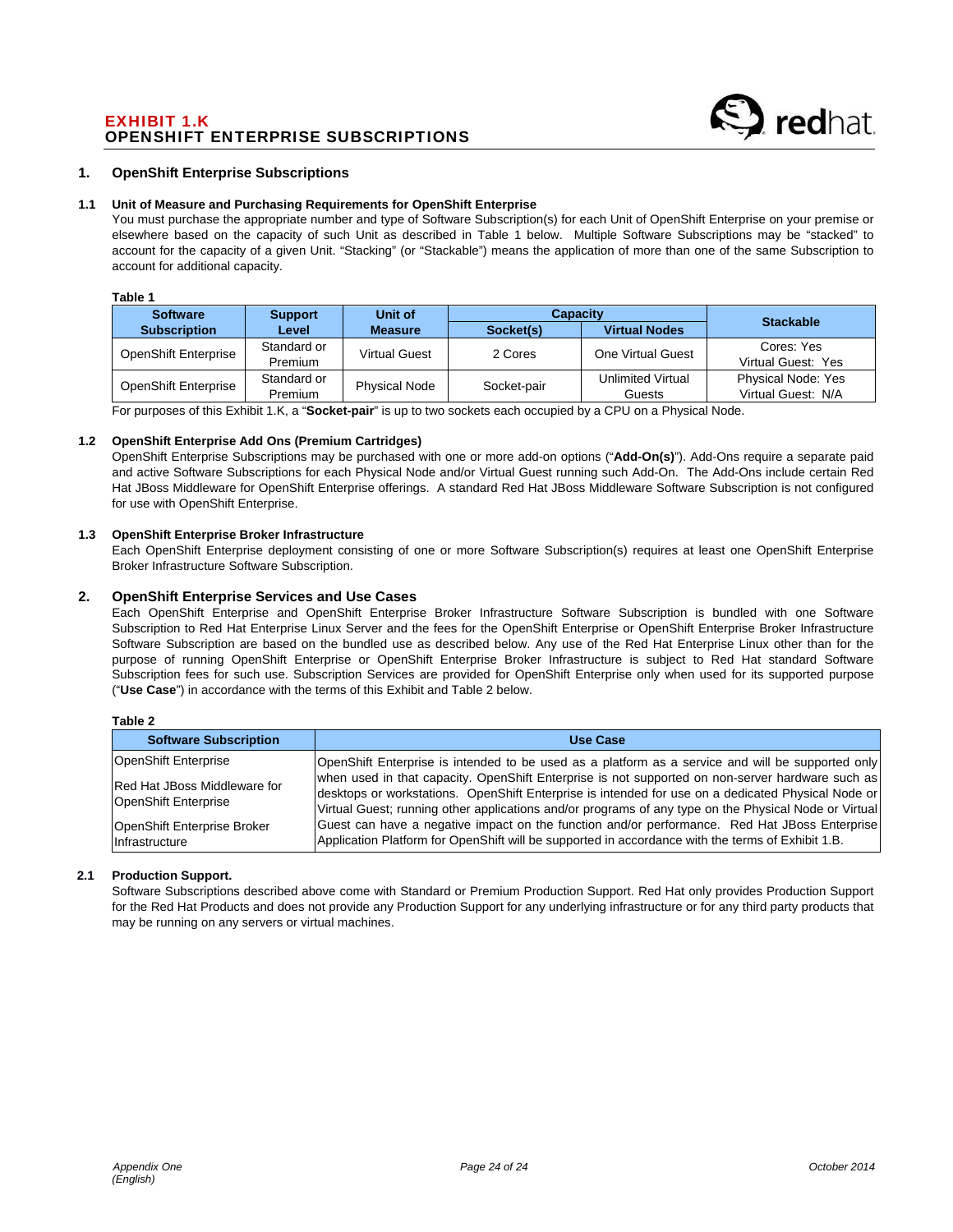# EXHIBIT 1.K
# OPENSHIFT ENTERPRISE SUBSCRIPTIONS

## 1. OpenShift Enterprise Subscriptions

### 1.1 Unit of Measure and Purchasing Requirements for OpenShift Enterprise

You must purchase the appropriate number and type of Software Subscription(s) for each Unit of OpenShift Enterprise on your premise or elsewhere based on the capacity of such Unit as described in Table 1 below. Multiple Software Subscriptions may be "stacked" to account for the capacity of a given Unit. "Stacking" (or "Stackable") means the application of more than one of the same Subscription to account for additional capacity.

**Table 1**

| Software Subscription | Support Level | Unit of Measure | Capacity | | Stackable |
|---|---|---|---|---|---|
| | | | Socket(s) | Virtual Nodes | |
| OpenShift Enterprise | Standard or Premium | Virtual Guest | 2 Cores | One Virtual Guest | Cores: Yes<br>Virtual Guest: Yes |
| OpenShift Enterprise | Standard or Premium | Physical Node | Socket-pair | Unlimited Virtual Guests | Physical Node: Yes<br>Virtual Guest: N/A |

For purposes of this Exhibit 1.K, a "**Socket-pair**" is up to two sockets each occupied by a CPU on a Physical Node.

### 1.2 OpenShift Enterprise Add Ons (Premium Cartridges)

OpenShift Enterprise Subscriptions may be purchased with one or more add-on options ("**Add-On(s)**"). Add-Ons require a separate paid and active Software Subscriptions for each Physical Node and/or Virtual Guest running such Add-On. The Add-Ons include certain Red Hat JBoss Middleware for OpenShift Enterprise offerings. A standard Red Hat JBoss Middleware Software Subscription is not configured for use with OpenShift Enterprise.

### 1.3 OpenShift Enterprise Broker Infrastructure

Each OpenShift Enterprise deployment consisting of one or more Software Subscription(s) requires at least one OpenShift Enterprise Broker Infrastructure Software Subscription.

## 2. OpenShift Enterprise Services and Use Cases

Each OpenShift Enterprise and OpenShift Enterprise Broker Infrastructure Software Subscription is bundled with one Software Subscription to Red Hat Enterprise Linux Server and the fees for the OpenShift Enterprise or OpenShift Enterprise Broker Infrastructure Software Subscription are based on the bundled use as described below. Any use of the Red Hat Enterprise Linux other than for the purpose of running OpenShift Enterprise or OpenShift Enterprise Broker Infrastructure is subject to Red Hat standard Software Subscription fees for such use. Subscription Services are provided for OpenShift Enterprise only when used for its supported purpose ("**Use Case**") in accordance with the terms of this Exhibit and Table 2 below.

**Table 2**

| Software Subscription | Use Case |
|---|---|
| OpenShift Enterprise<br>Red Hat JBoss Middleware for OpenShift Enterprise<br>OpenShift Enterprise Broker Infrastructure | OpenShift Enterprise is intended to be used as a platform as a service and will be supported only when used in that capacity. OpenShift Enterprise is not supported on non-server hardware such as desktops or workstations. OpenShift Enterprise is intended for use on a dedicated Physical Node or Virtual Guest; running other applications and/or programs of any type on the Physical Node or Virtual Guest can have a negative impact on the function and/or performance. Red Hat JBoss Enterprise Application Platform for OpenShift will be supported in accordance with the terms of Exhibit 1.B. |

### 2.1 Production Support.

Software Subscriptions described above come with Standard or Premium Production Support. Red Hat only provides Production Support for the Red Hat Products and does not provide any Production Support for any underlying infrastructure or for any third party products that may be running on any servers or virtual machines.